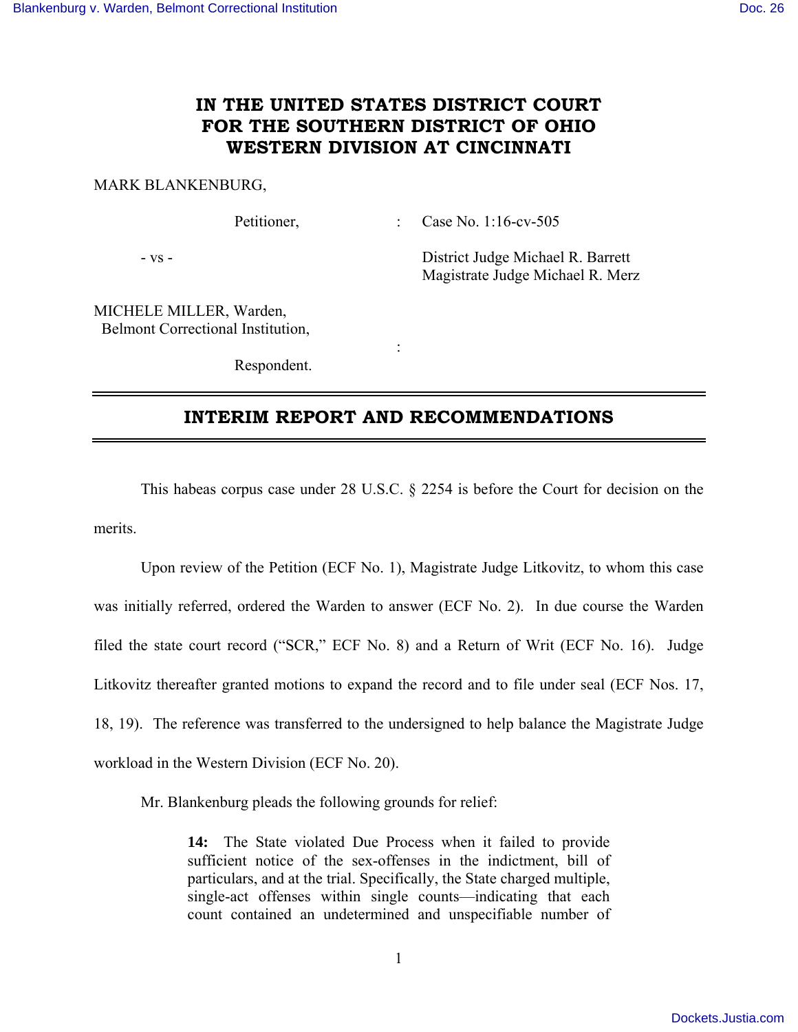# IN THE UNITED STATES DISTRICT COURT FOR THE SOUTHERN DISTRICT OF OHIO WESTERN DIVISION AT CINCINNATI

MARK BLANKENBURG,

Petitioner, : Case No. 1:16-cv-505

- vs - District Judge Michael R. Barrett
Magistrate Judge Michael R. Merz

MICHELE MILLER, Warden,
Belmont Correctional Institution,
:
Respondent.

---

## INTERIM REPORT AND RECOMMENDATIONS

---

This habeas corpus case under 28 U.S.C. § 2254 is before the Court for decision on the merits.

Upon review of the Petition (ECF No. 1), Magistrate Judge Litkovitz, to whom this case was initially referred, ordered the Warden to answer (ECF No. 2). In due course the Warden filed the state court record ("SCR," ECF No. 8) and a Return of Writ (ECF No. 16). Judge Litkovitz thereafter granted motions to expand the record and to file under seal (ECF Nos. 17, 18, 19). The reference was transferred to the undersigned to help balance the Magistrate Judge workload in the Western Division (ECF No. 20).

Mr. Blankenburg pleads the following grounds for relief:

> **14:** The State violated Due Process when it failed to provide sufficient notice of the sex-offenses in the indictment, bill of particulars, and at the trial. Specifically, the State charged multiple, single-act offenses within single counts—indicating that each count contained an undetermined and unspecifiable number of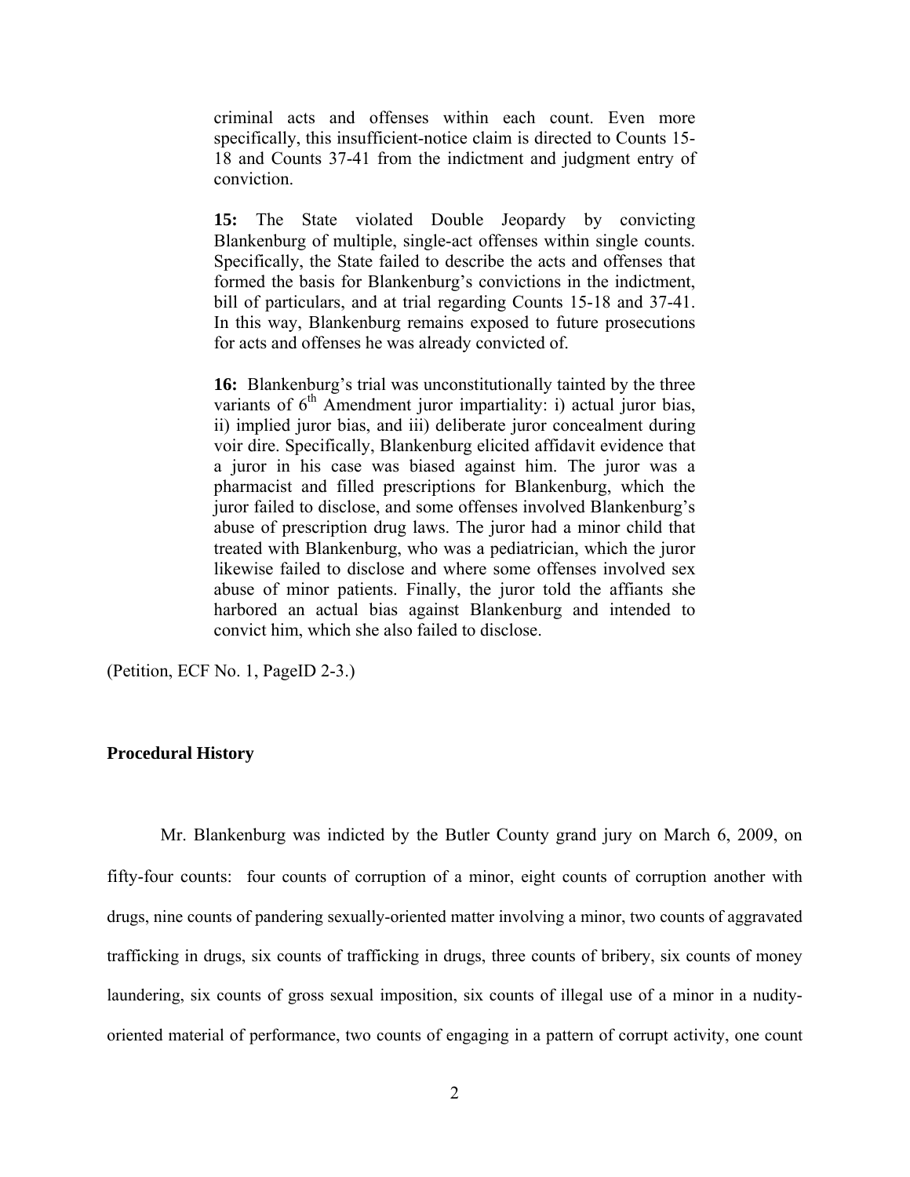> criminal acts and offenses within each count. Even more specifically, this insufficient-notice claim is directed to Counts 15-18 and Counts 37-41 from the indictment and judgment entry of conviction.
>
> **15:** The State violated Double Jeopardy by convicting Blankenburg of multiple, single-act offenses within single counts. Specifically, the State failed to describe the acts and offenses that formed the basis for Blankenburg's convictions in the indictment, bill of particulars, and at trial regarding Counts 15-18 and 37-41. In this way, Blankenburg remains exposed to future prosecutions for acts and offenses he was already convicted of.
>
> **16:** Blankenburg's trial was unconstitutionally tainted by the three variants of 6th Amendment juror impartiality: i) actual juror bias, ii) implied juror bias, and iii) deliberate juror concealment during voir dire. Specifically, Blankenburg elicited affidavit evidence that a juror in his case was biased against him. The juror was a pharmacist and filled prescriptions for Blankenburg, which the juror failed to disclose, and some offenses involved Blankenburg's abuse of prescription drug laws. The juror had a minor child that treated with Blankenburg, who was a pediatrician, which the juror likewise failed to disclose and where some offenses involved sex abuse of minor patients. Finally, the juror told the affiants she harbored an actual bias against Blankenburg and intended to convict him, which she also failed to disclose.

(Petition, ECF No. 1, PageID 2-3.)

**Procedural History**

Mr. Blankenburg was indicted by the Butler County grand jury on March 6, 2009, on fifty-four counts: four counts of corruption of a minor, eight counts of corruption another with drugs, nine counts of pandering sexually-oriented matter involving a minor, two counts of aggravated trafficking in drugs, six counts of trafficking in drugs, three counts of bribery, six counts of money laundering, six counts of gross sexual imposition, six counts of illegal use of a minor in a nudity-oriented material of performance, two counts of engaging in a pattern of corrupt activity, one count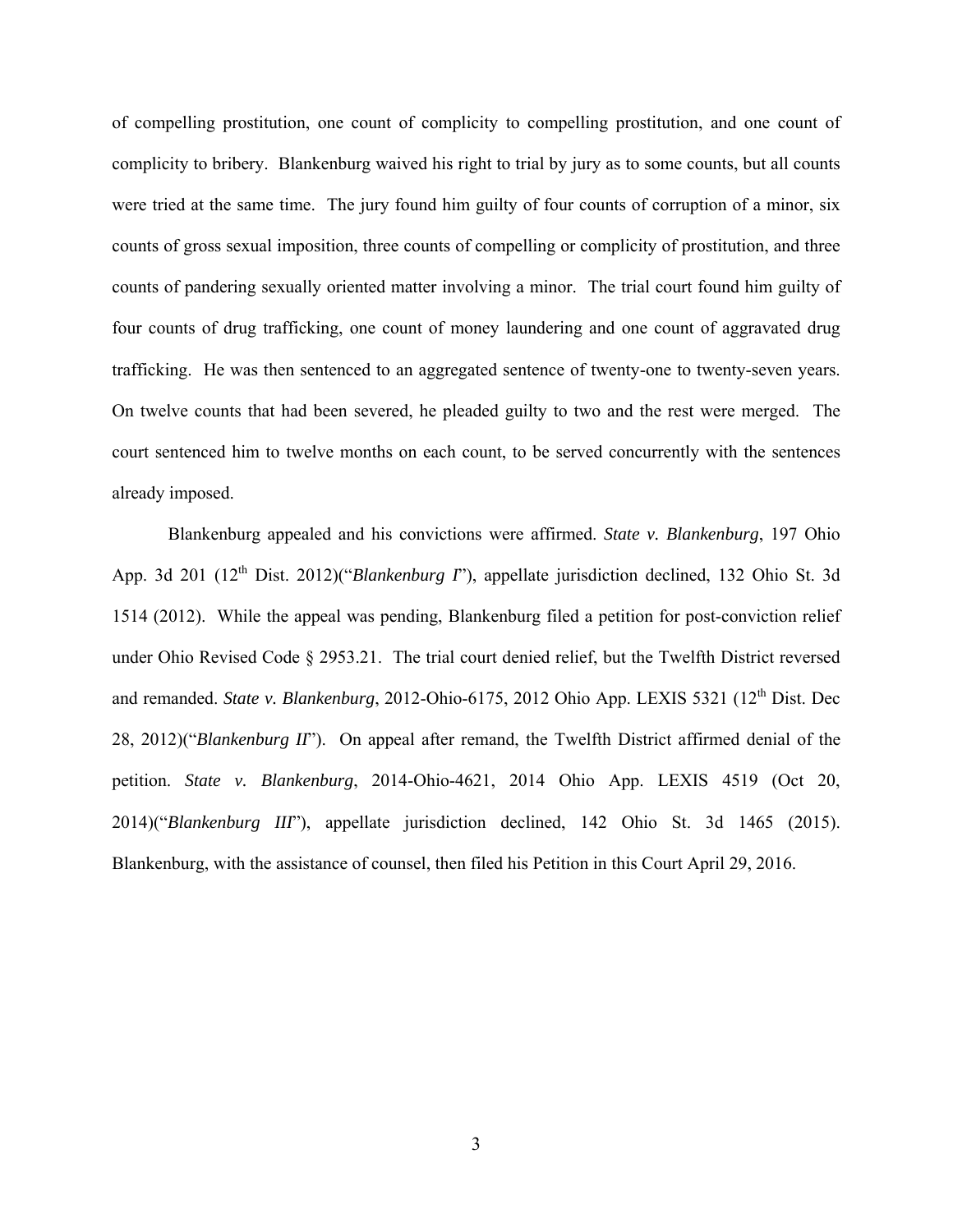of compelling prostitution, one count of complicity to compelling prostitution, and one count of complicity to bribery. Blankenburg waived his right to trial by jury as to some counts, but all counts were tried at the same time. The jury found him guilty of four counts of corruption of a minor, six counts of gross sexual imposition, three counts of compelling or complicity of prostitution, and three counts of pandering sexually oriented matter involving a minor. The trial court found him guilty of four counts of drug trafficking, one count of money laundering and one count of aggravated drug trafficking. He was then sentenced to an aggregated sentence of twenty-one to twenty-seven years. On twelve counts that had been severed, he pleaded guilty to two and the rest were merged. The court sentenced him to twelve months on each count, to be served concurrently with the sentences already imposed.

Blankenburg appealed and his convictions were affirmed. *State v. Blankenburg*, 197 Ohio App. 3d 201 (12th Dist. 2012)("*Blankenburg I*"), appellate jurisdiction declined, 132 Ohio St. 3d 1514 (2012). While the appeal was pending, Blankenburg filed a petition for post-conviction relief under Ohio Revised Code § 2953.21. The trial court denied relief, but the Twelfth District reversed and remanded. *State v. Blankenburg*, 2012-Ohio-6175, 2012 Ohio App. LEXIS 5321 (12th Dist. Dec 28, 2012)("*Blankenburg II*"). On appeal after remand, the Twelfth District affirmed denial of the petition. *State v. Blankenburg*, 2014-Ohio-4621, 2014 Ohio App. LEXIS 4519 (Oct 20, 2014)("*Blankenburg III*"), appellate jurisdiction declined, 142 Ohio St. 3d 1465 (2015). Blankenburg, with the assistance of counsel, then filed his Petition in this Court April 29, 2016.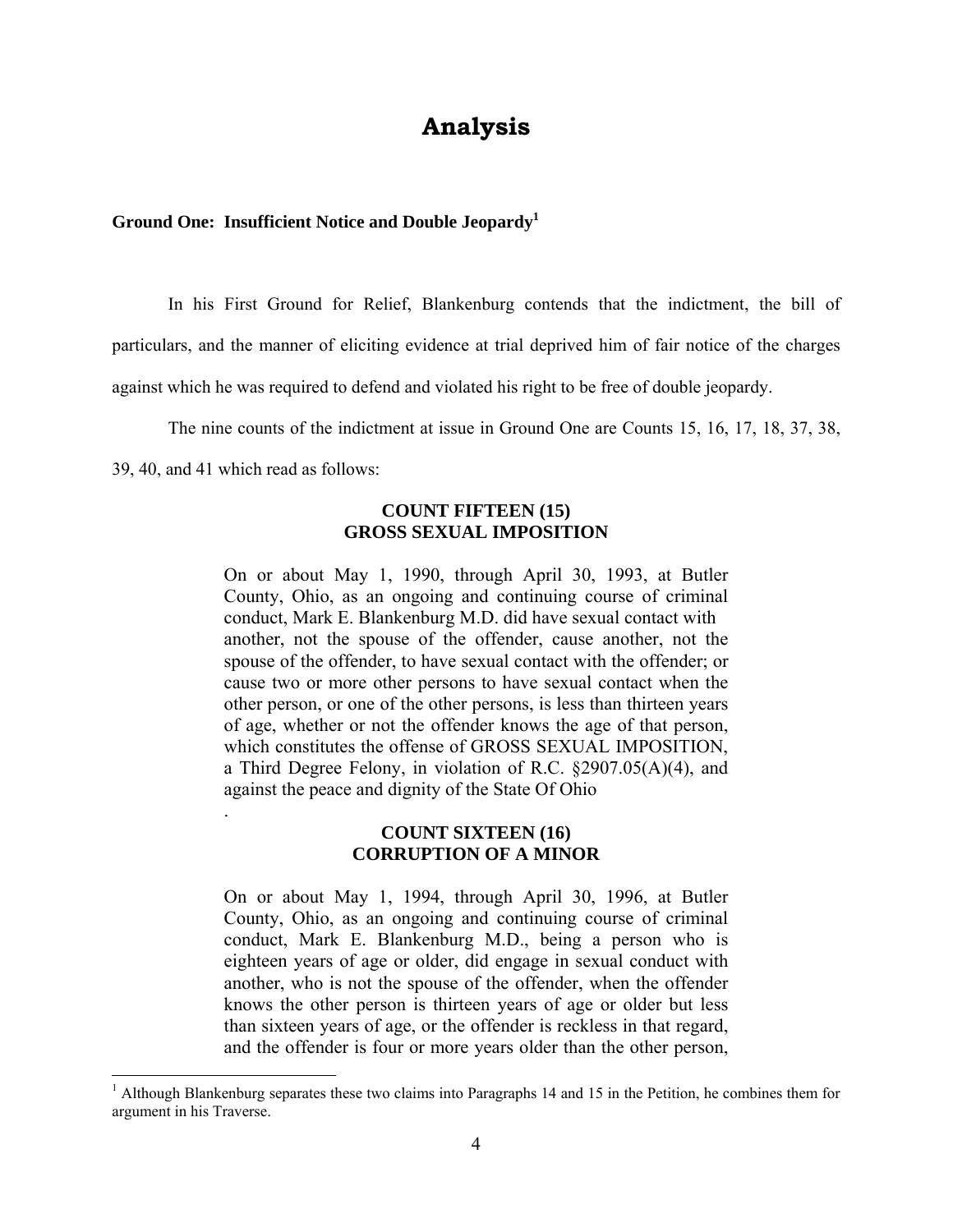# Analysis

### Ground One: Insufficient Notice and Double Jeopardy[1]

In his First Ground for Relief, Blankenburg contends that the indictment, the bill of particulars, and the manner of eliciting evidence at trial deprived him of fair notice of the charges against which he was required to defend and violated his right to be free of double jeopardy.

The nine counts of the indictment at issue in Ground One are Counts 15, 16, 17, 18, 37, 38, 39, 40, and 41 which read as follows:

> **COUNT FIFTEEN (15)**
> **GROSS SEXUAL IMPOSITION**
>
> On or about May 1, 1990, through April 30, 1993, at Butler County, Ohio, as an ongoing and continuing course of criminal conduct, Mark E. Blankenburg M.D. did have sexual contact with another, not the spouse of the offender, cause another, not the spouse of the offender, to have sexual contact with the offender; or cause two or more other persons to have sexual contact when the other person, or one of the other persons, is less than thirteen years of age, whether or not the offender knows the age of that person, which constitutes the offense of GROSS SEXUAL IMPOSITION, a Third Degree Felony, in violation of R.C. §2907.05(A)(4), and against the peace and dignity of the State Of Ohio
>
> .
>
> **COUNT SIXTEEN (16)**
> **CORRUPTION OF A MINOR**
>
> On or about May 1, 1994, through April 30, 1996, at Butler County, Ohio, as an ongoing and continuing course of criminal conduct, Mark E. Blankenburg M.D., being a person who is eighteen years of age or older, did engage in sexual conduct with another, who is not the spouse of the offender, when the offender knows the other person is thirteen years of age or older but less than sixteen years of age, or the offender is reckless in that regard, and the offender is four or more years older than the other person,

[1] Although Blankenburg separates these two claims into Paragraphs 14 and 15 in the Petition, he combines them for argument in his Traverse.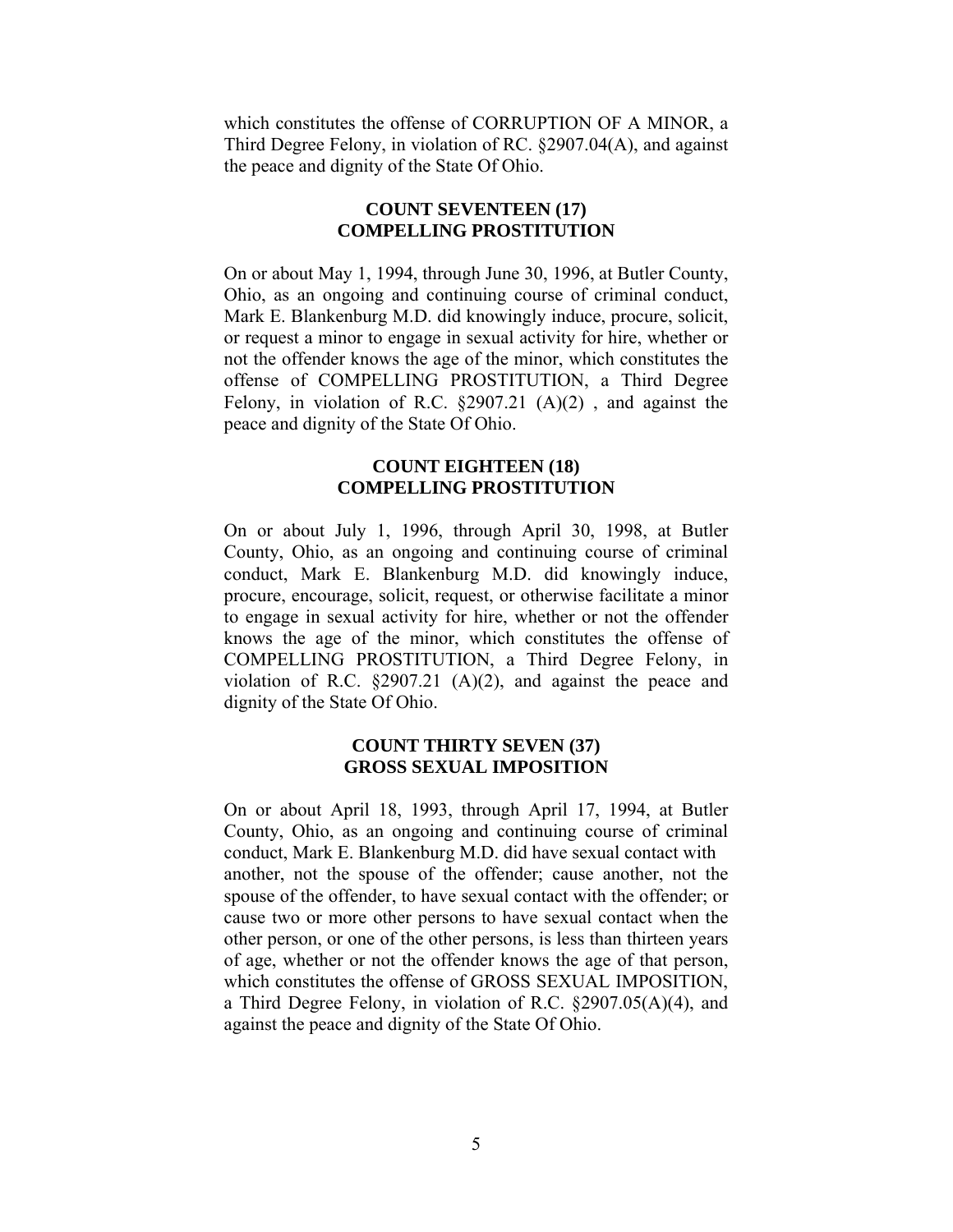which constitutes the offense of CORRUPTION OF A MINOR, a Third Degree Felony, in violation of RC. §2907.04(A), and against the peace and dignity of the State Of Ohio.

**COUNT SEVENTEEN (17)**
**COMPELLING PROSTITUTION**

On or about May 1, 1994, through June 30, 1996, at Butler County, Ohio, as an ongoing and continuing course of criminal conduct, Mark E. Blankenburg M.D. did knowingly induce, procure, solicit, or request a minor to engage in sexual activity for hire, whether or not the offender knows the age of the minor, which constitutes the offense of COMPELLING PROSTITUTION, a Third Degree Felony, in violation of R.C. §2907.21 (A)(2) , and against the peace and dignity of the State Of Ohio.

**COUNT EIGHTEEN (18)**
**COMPELLING PROSTITUTION**

On or about July 1, 1996, through April 30, 1998, at Butler County, Ohio, as an ongoing and continuing course of criminal conduct, Mark E. Blankenburg M.D. did knowingly induce, procure, encourage, solicit, request, or otherwise facilitate a minor to engage in sexual activity for hire, whether or not the offender knows the age of the minor, which constitutes the offense of COMPELLING PROSTITUTION, a Third Degree Felony, in violation of R.C. §2907.21 (A)(2), and against the peace and dignity of the State Of Ohio.

**COUNT THIRTY SEVEN (37)**
**GROSS SEXUAL IMPOSITION**

On or about April 18, 1993, through April 17, 1994, at Butler County, Ohio, as an ongoing and continuing course of criminal conduct, Mark E. Blankenburg M.D. did have sexual contact with another, not the spouse of the offender; cause another, not the spouse of the offender, to have sexual contact with the offender; or cause two or more other persons to have sexual contact when the other person, or one of the other persons, is less than thirteen years of age, whether or not the offender knows the age of that person, which constitutes the offense of GROSS SEXUAL IMPOSITION, a Third Degree Felony, in violation of R.C. §2907.05(A)(4), and against the peace and dignity of the State Of Ohio.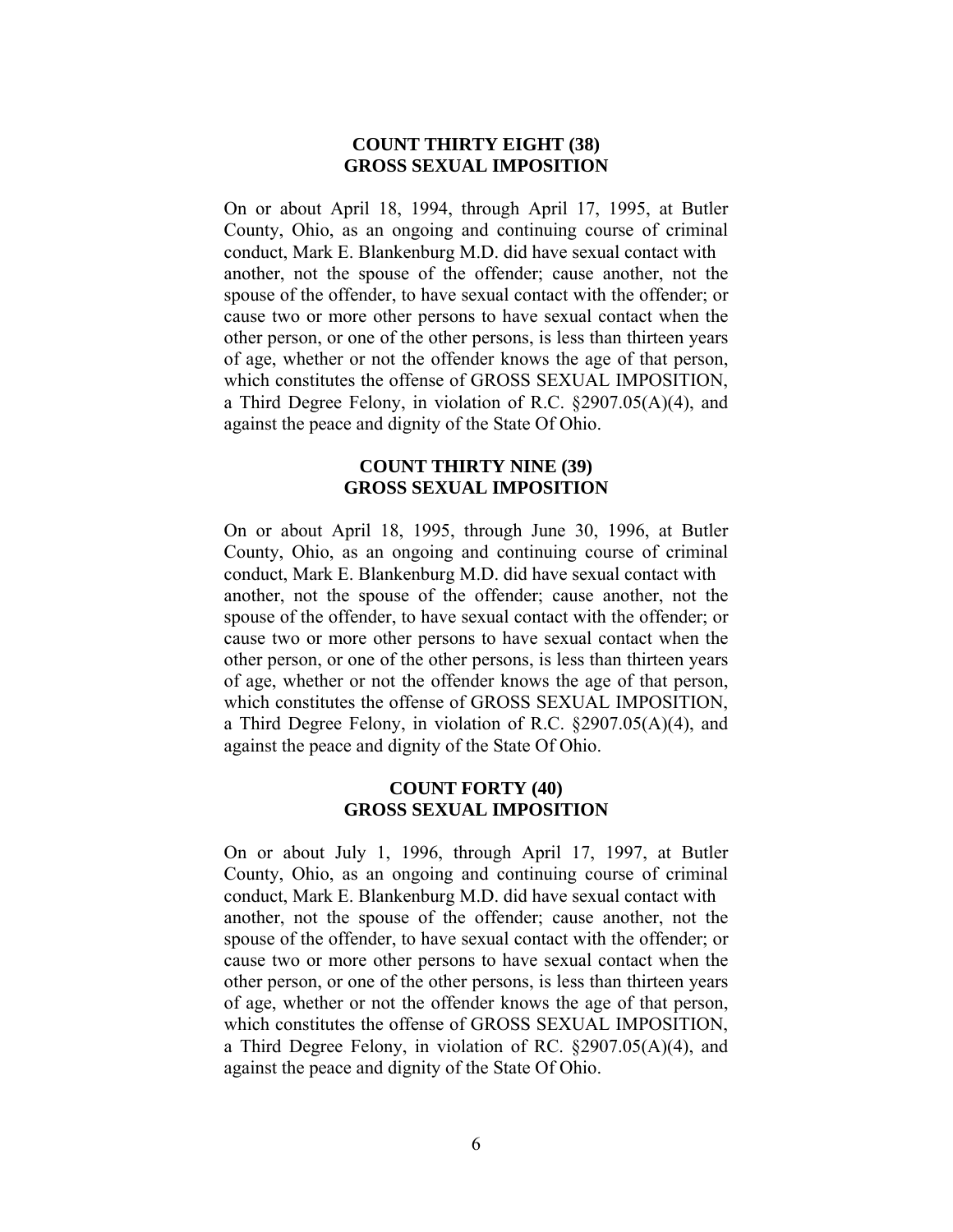**COUNT THIRTY EIGHT (38)**
**GROSS SEXUAL IMPOSITION**

On or about April 18, 1994, through April 17, 1995, at Butler County, Ohio, as an ongoing and continuing course of criminal conduct, Mark E. Blankenburg M.D. did have sexual contact with another, not the spouse of the offender; cause another, not the spouse of the offender, to have sexual contact with the offender; or cause two or more other persons to have sexual contact when the other person, or one of the other persons, is less than thirteen years of age, whether or not the offender knows the age of that person, which constitutes the offense of GROSS SEXUAL IMPOSITION, a Third Degree Felony, in violation of R.C. §2907.05(A)(4), and against the peace and dignity of the State Of Ohio.

**COUNT THIRTY NINE (39)**
**GROSS SEXUAL IMPOSITION**

On or about April 18, 1995, through June 30, 1996, at Butler County, Ohio, as an ongoing and continuing course of criminal conduct, Mark E. Blankenburg M.D. did have sexual contact with another, not the spouse of the offender; cause another, not the spouse of the offender, to have sexual contact with the offender; or cause two or more other persons to have sexual contact when the other person, or one of the other persons, is less than thirteen years of age, whether or not the offender knows the age of that person, which constitutes the offense of GROSS SEXUAL IMPOSITION, a Third Degree Felony, in violation of R.C. §2907.05(A)(4), and against the peace and dignity of the State Of Ohio.

**COUNT FORTY (40)**
**GROSS SEXUAL IMPOSITION**

On or about July 1, 1996, through April 17, 1997, at Butler County, Ohio, as an ongoing and continuing course of criminal conduct, Mark E. Blankenburg M.D. did have sexual contact with another, not the spouse of the offender; cause another, not the spouse of the offender, to have sexual contact with the offender; or cause two or more other persons to have sexual contact when the other person, or one of the other persons, is less than thirteen years of age, whether or not the offender knows the age of that person, which constitutes the offense of GROSS SEXUAL IMPOSITION, a Third Degree Felony, in violation of RC. §2907.05(A)(4), and against the peace and dignity of the State Of Ohio.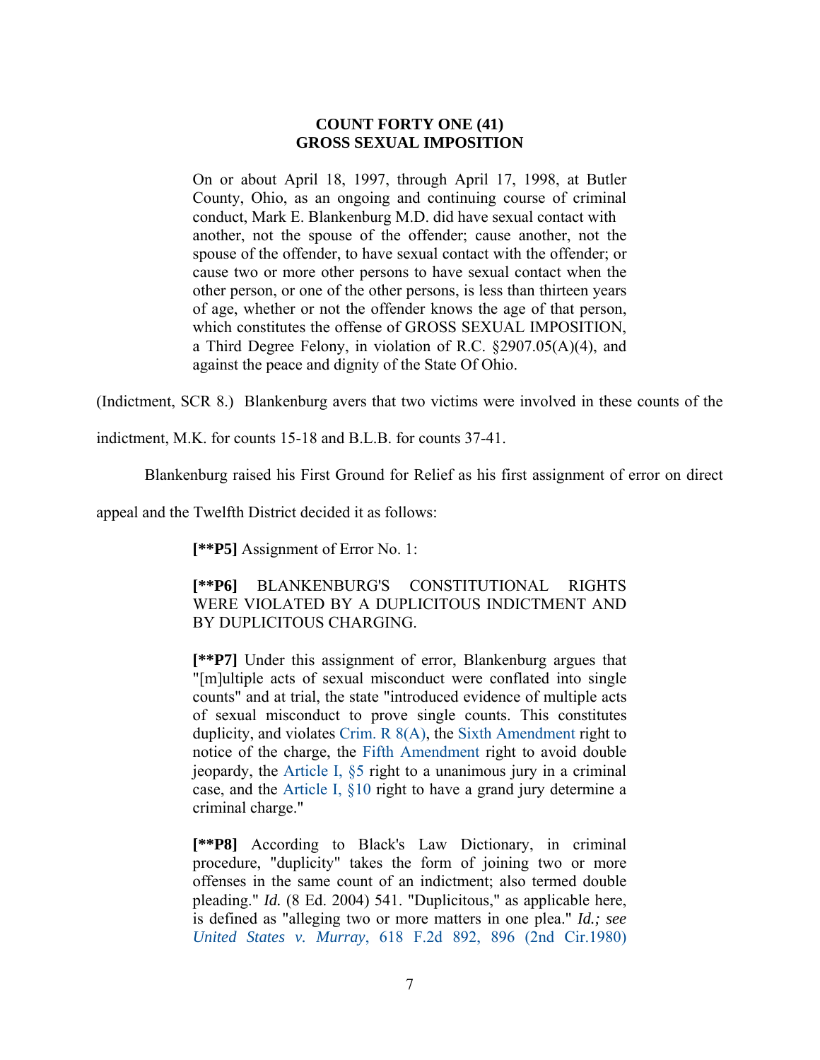**COUNT FORTY ONE (41)**
**GROSS SEXUAL IMPOSITION**

> On or about April 18, 1997, through April 17, 1998, at Butler County, Ohio, as an ongoing and continuing course of criminal conduct, Mark E. Blankenburg M.D. did have sexual contact with another, not the spouse of the offender; cause another, not the spouse of the offender, to have sexual contact with the offender; or cause two or more other persons to have sexual contact when the other person, or one of the other persons, is less than thirteen years of age, whether or not the offender knows the age of that person, which constitutes the offense of GROSS SEXUAL IMPOSITION, a Third Degree Felony, in violation of R.C. §2907.05(A)(4), and against the peace and dignity of the State Of Ohio.

(Indictment, SCR 8.) Blankenburg avers that two victims were involved in these counts of the indictment, M.K. for counts 15-18 and B.L.B. for counts 37-41.

Blankenburg raised his First Ground for Relief as his first assignment of error on direct appeal and the Twelfth District decided it as follows:

> **[**P5]** Assignment of Error No. 1:
>
> **[**P6]** BLANKENBURG'S CONSTITUTIONAL RIGHTS WERE VIOLATED BY A DUPLICITOUS INDICTMENT AND BY DUPLICITOUS CHARGING.
>
> **[**P7]** Under this assignment of error, Blankenburg argues that "[m]ultiple acts of sexual misconduct were conflated into single counts" and at trial, the state "introduced evidence of multiple acts of sexual misconduct to prove single counts. This constitutes duplicity, and violates Crim. R 8(A), the Sixth Amendment right to notice of the charge, the Fifth Amendment right to avoid double jeopardy, the Article I, §5 right to a unanimous jury in a criminal case, and the Article I, §10 right to have a grand jury determine a criminal charge."
>
> **[**P8]** According to Black's Law Dictionary, in criminal procedure, "duplicity" takes the form of joining two or more offenses in the same count of an indictment; also termed double pleading." *Id.* (8 Ed. 2004) 541. "Duplicitous," as applicable here, is defined as "alleging two or more matters in one plea." *Id.; see United States v. Murray*, 618 F.2d 892, 896 (2nd Cir.1980)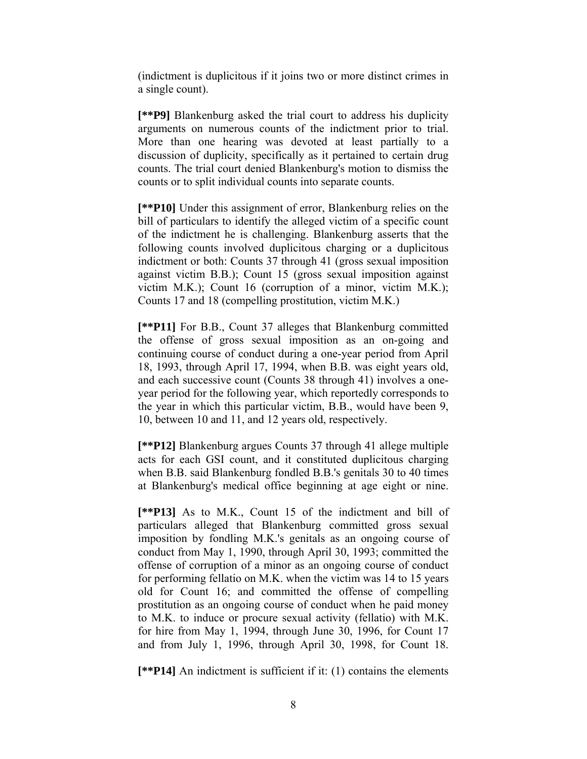(indictment is duplicitous if it joins two or more distinct crimes in a single count).

**[**P9]** Blankenburg asked the trial court to address his duplicity arguments on numerous counts of the indictment prior to trial. More than one hearing was devoted at least partially to a discussion of duplicity, specifically as it pertained to certain drug counts. The trial court denied Blankenburg's motion to dismiss the counts or to split individual counts into separate counts.

**[**P10]** Under this assignment of error, Blankenburg relies on the bill of particulars to identify the alleged victim of a specific count of the indictment he is challenging. Blankenburg asserts that the following counts involved duplicitous charging or a duplicitous indictment or both: Counts 37 through 41 (gross sexual imposition against victim B.B.); Count 15 (gross sexual imposition against victim M.K.); Count 16 (corruption of a minor, victim M.K.); Counts 17 and 18 (compelling prostitution, victim M.K.)

**[**P11]** For B.B., Count 37 alleges that Blankenburg committed the offense of gross sexual imposition as an on-going and continuing course of conduct during a one-year period from April 18, 1993, through April 17, 1994, when B.B. was eight years old, and each successive count (Counts 38 through 41) involves a one-year period for the following year, which reportedly corresponds to the year in which this particular victim, B.B., would have been 9, 10, between 10 and 11, and 12 years old, respectively.

**[**P12]** Blankenburg argues Counts 37 through 41 allege multiple acts for each GSI count, and it constituted duplicitous charging when B.B. said Blankenburg fondled B.B.'s genitals 30 to 40 times at Blankenburg's medical office beginning at age eight or nine.

**[**P13]** As to M.K., Count 15 of the indictment and bill of particulars alleged that Blankenburg committed gross sexual imposition by fondling M.K.'s genitals as an ongoing course of conduct from May 1, 1990, through April 30, 1993; committed the offense of corruption of a minor as an ongoing course of conduct for performing fellatio on M.K. when the victim was 14 to 15 years old for Count 16; and committed the offense of compelling prostitution as an ongoing course of conduct when he paid money to M.K. to induce or procure sexual activity (fellatio) with M.K. for hire from May 1, 1994, through June 30, 1996, for Count 17 and from July 1, 1996, through April 30, 1998, for Count 18.

**[**P14]** An indictment is sufficient if it: (1) contains the elements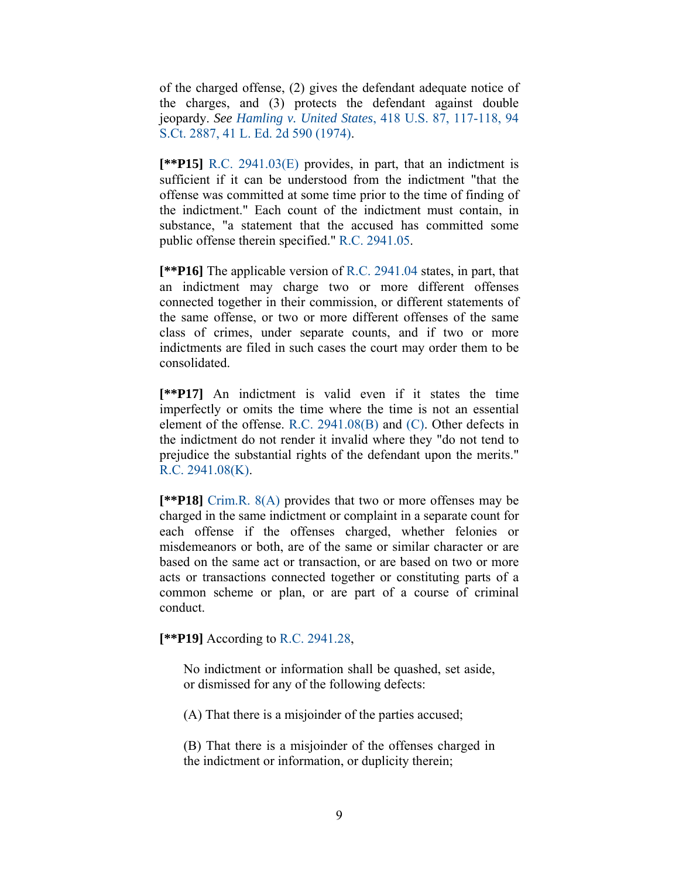of the charged offense, (2) gives the defendant adequate notice of the charges, and (3) protects the defendant against double jeopardy. *See Hamling v. United States*, 418 U.S. 87, 117-118, 94 S.Ct. 2887, 41 L. Ed. 2d 590 (1974).

**[**P15]** R.C. 2941.03(E) provides, in part, that an indictment is sufficient if it can be understood from the indictment "that the offense was committed at some time prior to the time of finding of the indictment." Each count of the indictment must contain, in substance, "a statement that the accused has committed some public offense therein specified." R.C. 2941.05.

**[**P16]** The applicable version of R.C. 2941.04 states, in part, that an indictment may charge two or more different offenses connected together in their commission, or different statements of the same offense, or two or more different offenses of the same class of crimes, under separate counts, and if two or more indictments are filed in such cases the court may order them to be consolidated.

**[**P17]** An indictment is valid even if it states the time imperfectly or omits the time where the time is not an essential element of the offense. R.C. 2941.08(B) and (C). Other defects in the indictment do not render it invalid where they "do not tend to prejudice the substantial rights of the defendant upon the merits." R.C. 2941.08(K).

**[**P18]** Crim.R. 8(A) provides that two or more offenses may be charged in the same indictment or complaint in a separate count for each offense if the offenses charged, whether felonies or misdemeanors or both, are of the same or similar character or are based on the same act or transaction, or are based on two or more acts or transactions connected together or constituting parts of a common scheme or plan, or are part of a course of criminal conduct.

**[**P19]** According to R.C. 2941.28,

> No indictment or information shall be quashed, set aside, or dismissed for any of the following defects:
>
> (A) That there is a misjoinder of the parties accused;
>
> (B) That there is a misjoinder of the offenses charged in the indictment or information, or duplicity therein;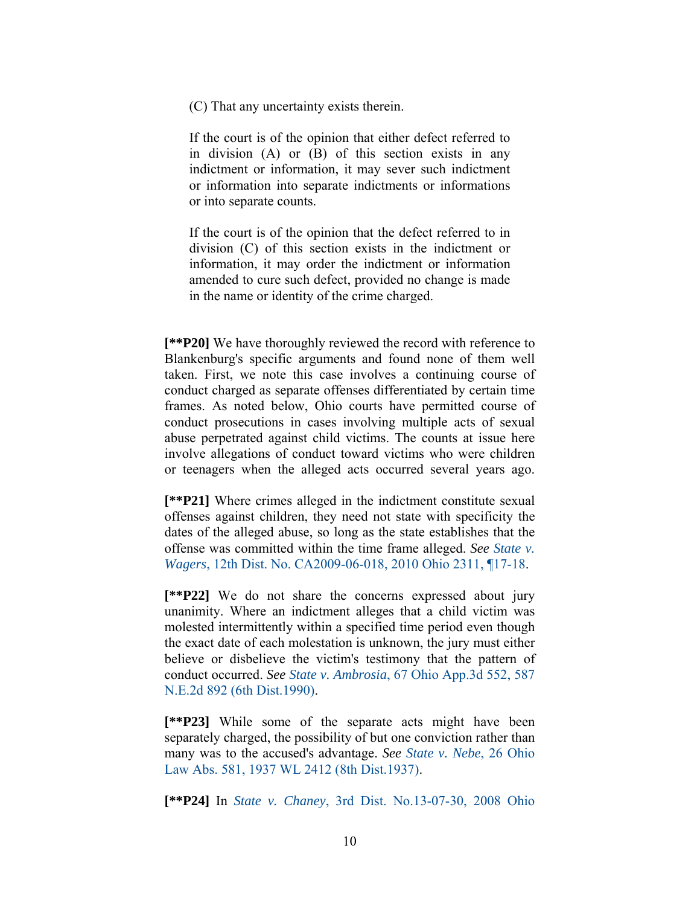> (C) That any uncertainty exists therein.
>
> If the court is of the opinion that either defect referred to in division (A) or (B) of this section exists in any indictment or information, it may sever such indictment or information into separate indictments or informations or into separate counts.
>
> If the court is of the opinion that the defect referred to in division (C) of this section exists in the indictment or information, it may order the indictment or information amended to cure such defect, provided no change is made in the name or identity of the crime charged.

**[**P20]** We have thoroughly reviewed the record with reference to Blankenburg's specific arguments and found none of them well taken. First, we note this case involves a continuing course of conduct charged as separate offenses differentiated by certain time frames. As noted below, Ohio courts have permitted course of conduct prosecutions in cases involving multiple acts of sexual abuse perpetrated against child victims. The counts at issue here involve allegations of conduct toward victims who were children or teenagers when the alleged acts occurred several years ago.

**[**P21]** Where crimes alleged in the indictment constitute sexual offenses against children, they need not state with specificity the dates of the alleged abuse, so long as the state establishes that the offense was committed within the time frame alleged. *See* *State v. Wagers*, 12th Dist. No. CA2009-06-018, 2010 Ohio 2311, ¶17-18.

**[**P22]** We do not share the concerns expressed about jury unanimity. Where an indictment alleges that a child victim was molested intermittently within a specified time period even though the exact date of each molestation is unknown, the jury must either believe or disbelieve the victim's testimony that the pattern of conduct occurred. *See* *State v. Ambrosia*, 67 Ohio App.3d 552, 587 N.E.2d 892 (6th Dist.1990).

**[**P23]** While some of the separate acts might have been separately charged, the possibility of but one conviction rather than many was to the accused's advantage. *See* *State v. Nebe*, 26 Ohio Law Abs. 581, 1937 WL 2412 (8th Dist.1937).

**[**P24]** In *State v. Chaney*, 3rd Dist. No.13-07-30, 2008 Ohio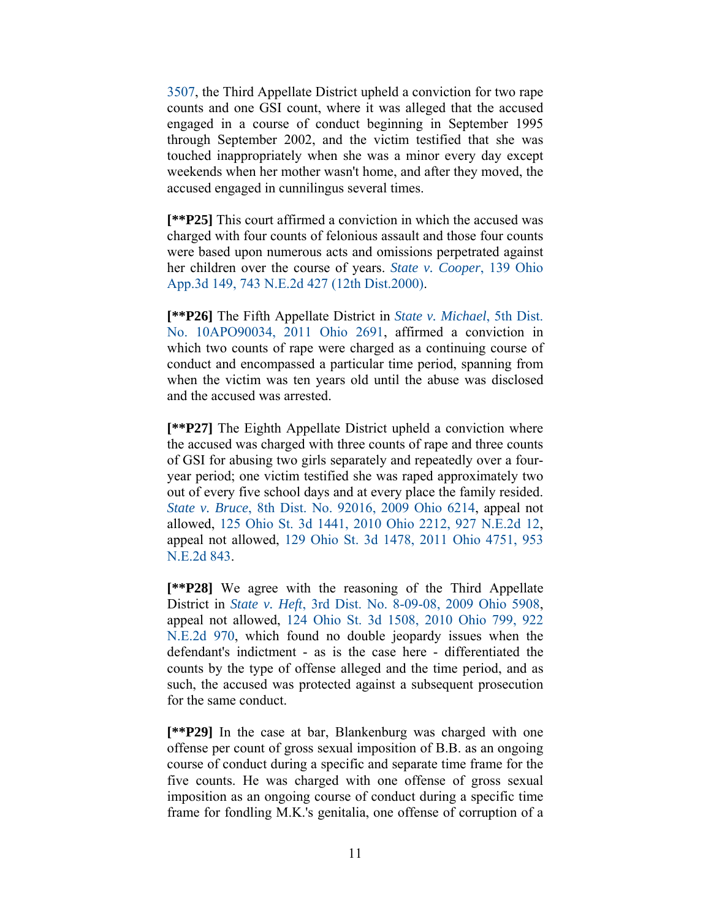3507, the Third Appellate District upheld a conviction for two rape counts and one GSI count, where it was alleged that the accused engaged in a course of conduct beginning in September 1995 through September 2002, and the victim testified that she was touched inappropriately when she was a minor every day except weekends when her mother wasn't home, and after they moved, the accused engaged in cunnilingus several times.

**[\*\*P25]** This court affirmed a conviction in which the accused was charged with four counts of felonious assault and those four counts were based upon numerous acts and omissions perpetrated against her children over the course of years. *State v. Cooper*, 139 Ohio App.3d 149, 743 N.E.2d 427 (12th Dist.2000).

**[\*\*P26]** The Fifth Appellate District in *State v. Michael*, 5th Dist. No. 10APO90034, 2011 Ohio 2691, affirmed a conviction in which two counts of rape were charged as a continuing course of conduct and encompassed a particular time period, spanning from when the victim was ten years old until the abuse was disclosed and the accused was arrested.

**[\*\*P27]** The Eighth Appellate District upheld a conviction where the accused was charged with three counts of rape and three counts of GSI for abusing two girls separately and repeatedly over a four-year period; one victim testified she was raped approximately two out of every five school days and at every place the family resided. *State v. Bruce*, 8th Dist. No. 92016, 2009 Ohio 6214, appeal not allowed, 125 Ohio St. 3d 1441, 2010 Ohio 2212, 927 N.E.2d 12, appeal not allowed, 129 Ohio St. 3d 1478, 2011 Ohio 4751, 953 N.E.2d 843.

**[\*\*P28]** We agree with the reasoning of the Third Appellate District in *State v. Heft*, 3rd Dist. No. 8-09-08, 2009 Ohio 5908, appeal not allowed, 124 Ohio St. 3d 1508, 2010 Ohio 799, 922 N.E.2d 970, which found no double jeopardy issues when the defendant's indictment - as is the case here - differentiated the counts by the type of offense alleged and the time period, and as such, the accused was protected against a subsequent prosecution for the same conduct.

**[\*\*P29]** In the case at bar, Blankenburg was charged with one offense per count of gross sexual imposition of B.B. as an ongoing course of conduct during a specific and separate time frame for the five counts. He was charged with one offense of gross sexual imposition as an ongoing course of conduct during a specific time frame for fondling M.K.'s genitalia, one offense of corruption of a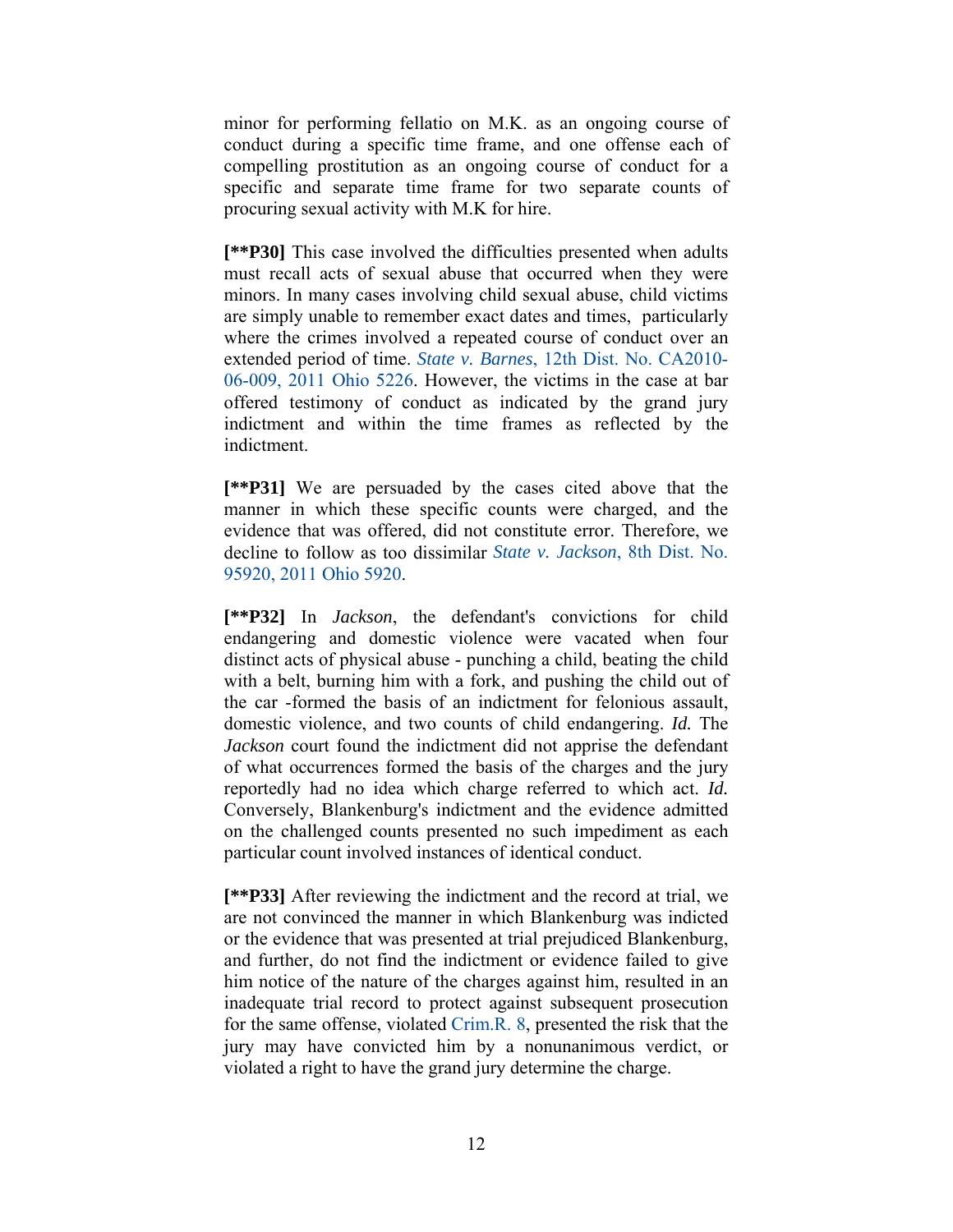minor for performing fellatio on M.K. as an ongoing course of conduct during a specific time frame, and one offense each of compelling prostitution as an ongoing course of conduct for a specific and separate time frame for two separate counts of procuring sexual activity with M.K for hire.

**[**P30]** This case involved the difficulties presented when adults must recall acts of sexual abuse that occurred when they were minors. In many cases involving child sexual abuse, child victims are simply unable to remember exact dates and times, particularly where the crimes involved a repeated course of conduct over an extended period of time. *State v. Barnes*, 12th Dist. No. CA2010-06-009, 2011 Ohio 5226. However, the victims in the case at bar offered testimony of conduct as indicated by the grand jury indictment and within the time frames as reflected by the indictment.

**[**P31]** We are persuaded by the cases cited above that the manner in which these specific counts were charged, and the evidence that was offered, did not constitute error. Therefore, we decline to follow as too dissimilar *State v. Jackson*, 8th Dist. No. 95920, 2011 Ohio 5920.

**[**P32]** In *Jackson*, the defendant's convictions for child endangering and domestic violence were vacated when four distinct acts of physical abuse - punching a child, beating the child with a belt, burning him with a fork, and pushing the child out of the car -formed the basis of an indictment for felonious assault, domestic violence, and two counts of child endangering. ***Id.*** The *Jackson* court found the indictment did not apprise the defendant of what occurrences formed the basis of the charges and the jury reportedly had no idea which charge referred to which act. ***Id.*** Conversely, Blankenburg's indictment and the evidence admitted on the challenged counts presented no such impediment as each particular count involved instances of identical conduct.

**[**P33]** After reviewing the indictment and the record at trial, we are not convinced the manner in which Blankenburg was indicted or the evidence that was presented at trial prejudiced Blankenburg, and further, do not find the indictment or evidence failed to give him notice of the nature of the charges against him, resulted in an inadequate trial record to protect against subsequent prosecution for the same offense, violated Crim.R. 8, presented the risk that the jury may have convicted him by a nonunanimous verdict, or violated a right to have the grand jury determine the charge.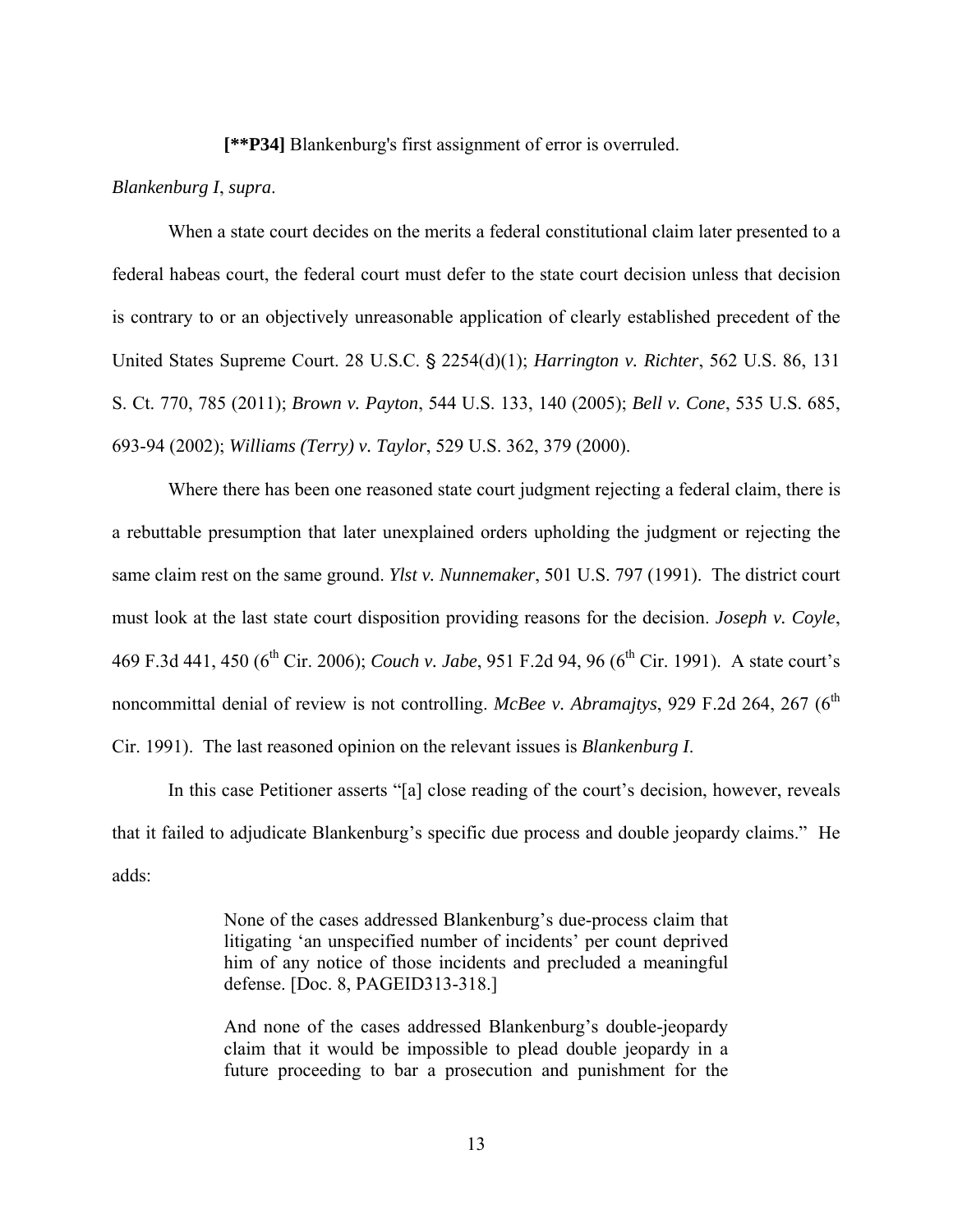**[**P34]** Blankenburg's first assignment of error is overruled.

*Blankenburg I*, *supra*.

When a state court decides on the merits a federal constitutional claim later presented to a federal habeas court, the federal court must defer to the state court decision unless that decision is contrary to or an objectively unreasonable application of clearly established precedent of the United States Supreme Court. 28 U.S.C. § 2254(d)(1); *Harrington v. Richter*, 562 U.S. 86, 131 S. Ct. 770, 785 (2011); *Brown v. Payton*, 544 U.S. 133, 140 (2005); *Bell v. Cone*, 535 U.S. 685, 693-94 (2002); *Williams (Terry) v. Taylor*, 529 U.S. 362, 379 (2000).

Where there has been one reasoned state court judgment rejecting a federal claim, there is a rebuttable presumption that later unexplained orders upholding the judgment or rejecting the same claim rest on the same ground. *Ylst v. Nunnemaker*, 501 U.S. 797 (1991). The district court must look at the last state court disposition providing reasons for the decision. *Joseph v. Coyle*, 469 F.3d 441, 450 (6th Cir. 2006); *Couch v. Jabe*, 951 F.2d 94, 96 (6th Cir. 1991). A state court's noncommittal denial of review is not controlling. *McBee v. Abramajtys*, 929 F.2d 264, 267 (6th Cir. 1991). The last reasoned opinion on the relevant issues is *Blankenburg I*.

In this case Petitioner asserts "[a] close reading of the court's decision, however, reveals that it failed to adjudicate Blankenburg's specific due process and double jeopardy claims." He adds:

> None of the cases addressed Blankenburg's due-process claim that litigating 'an unspecified number of incidents' per count deprived him of any notice of those incidents and precluded a meaningful defense. [Doc. 8, PAGEID313-318.]
>
> And none of the cases addressed Blankenburg's double-jeopardy claim that it would be impossible to plead double jeopardy in a future proceeding to bar a prosecution and punishment for the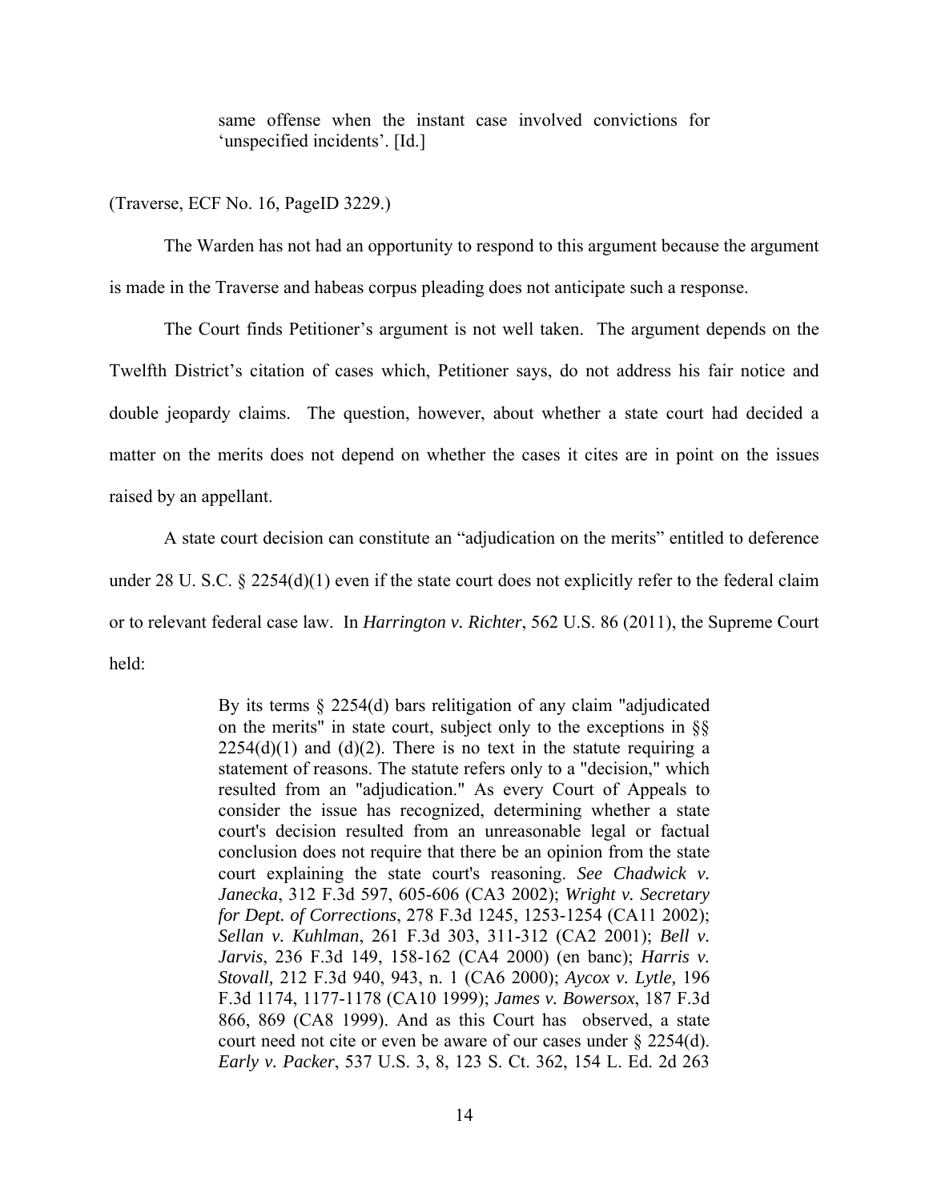> same offense when the instant case involved convictions for 'unspecified incidents'. [Id.]

(Traverse, ECF No. 16, PageID 3229.)

The Warden has not had an opportunity to respond to this argument because the argument is made in the Traverse and habeas corpus pleading does not anticipate such a response.

The Court finds Petitioner's argument is not well taken. The argument depends on the Twelfth District's citation of cases which, Petitioner says, do not address his fair notice and double jeopardy claims. The question, however, about whether a state court had decided a matter on the merits does not depend on whether the cases it cites are in point on the issues raised by an appellant.

A state court decision can constitute an "adjudication on the merits" entitled to deference under 28 U. S.C. § 2254(d)(1) even if the state court does not explicitly refer to the federal claim or to relevant federal case law. In *Harrington v. Richter*, 562 U.S. 86 (2011), the Supreme Court held:

> By its terms § 2254(d) bars relitigation of any claim "adjudicated on the merits" in state court, subject only to the exceptions in §§ 2254(d)(1) and (d)(2). There is no text in the statute requiring a statement of reasons. The statute refers only to a "decision," which resulted from an "adjudication." As every Court of Appeals to consider the issue has recognized, determining whether a state court's decision resulted from an unreasonable legal or factual conclusion does not require that there be an opinion from the state court explaining the state court's reasoning. *See Chadwick v. Janecka*, 312 F.3d 597, 605-606 (CA3 2002); *Wright v. Secretary for Dept. of Corrections*, 278 F.3d 1245, 1253-1254 (CA11 2002); *Sellan v. Kuhlman*, 261 F.3d 303, 311-312 (CA2 2001); *Bell v. Jarvis*, 236 F.3d 149, 158-162 (CA4 2000) (en banc); *Harris v. Stovall,* 212 F.3d 940, 943, n. 1 (CA6 2000); *Aycox v. Lytle,* 196 F.3d 1174, 1177-1178 (CA10 1999); *James v. Bowersox*, 187 F.3d 866, 869 (CA8 1999). And as this Court has observed, a state court need not cite or even be aware of our cases under § 2254(d). *Early v. Packer*, 537 U.S. 3, 8, 123 S. Ct. 362, 154 L. Ed. 2d 263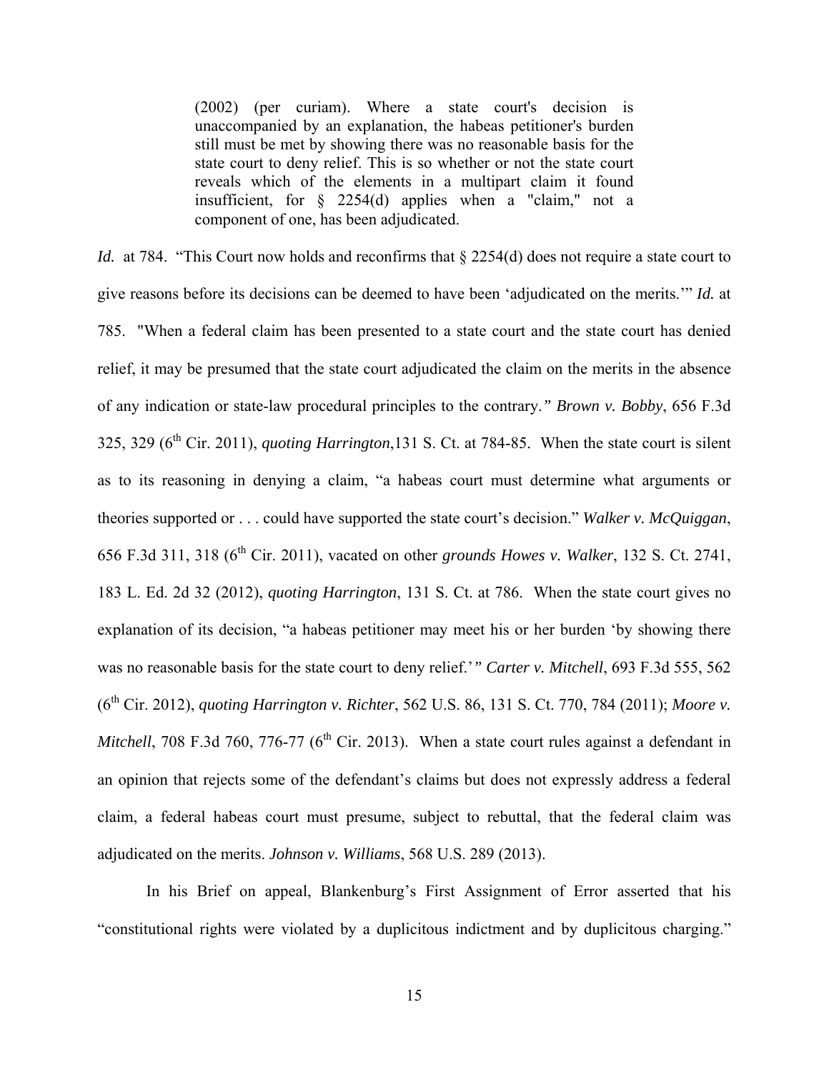> (2002) (per curiam). Where a state court's decision is unaccompanied by an explanation, the habeas petitioner's burden still must be met by showing there was no reasonable basis for the state court to deny relief. This is so whether or not the state court reveals which of the elements in a multipart claim it found insufficient, for § 2254(d) applies when a "claim," not a component of one, has been adjudicated.

*Id.* at 784. "This Court now holds and reconfirms that § 2254(d) does not require a state court to give reasons before its decisions can be deemed to have been 'adjudicated on the merits.'" *Id.* at 785. "When a federal claim has been presented to a state court and the state court has denied relief, it may be presumed that the state court adjudicated the claim on the merits in the absence of any indication or state-law procedural principles to the contrary." *Brown v. Bobby*, 656 F.3d 325, 329 (6th Cir. 2011), *quoting Harrington*, 131 S. Ct. at 784-85. When the state court is silent as to its reasoning in denying a claim, "a habeas court must determine what arguments or theories supported or . . . could have supported the state court's decision." *Walker v. McQuiggan*, 656 F.3d 311, 318 (6th Cir. 2011), vacated on other *grounds Howes v. Walker*, 132 S. Ct. 2741, 183 L. Ed. 2d 32 (2012), *quoting Harrington*, 131 S. Ct. at 786. When the state court gives no explanation of its decision, "a habeas petitioner may meet his or her burden 'by showing there was no reasonable basis for the state court to deny relief.'" *Carter v. Mitchell*, 693 F.3d 555, 562 (6th Cir. 2012), *quoting Harrington v. Richter*, 562 U.S. 86, 131 S. Ct. 770, 784 (2011); *Moore v. Mitchell*, 708 F.3d 760, 776-77 (6th Cir. 2013). When a state court rules against a defendant in an opinion that rejects some of the defendant's claims but does not expressly address a federal claim, a federal habeas court must presume, subject to rebuttal, that the federal claim was adjudicated on the merits. *Johnson v. Williams*, 568 U.S. 289 (2013).

In his Brief on appeal, Blankenburg's First Assignment of Error asserted that his "constitutional rights were violated by a duplicitous indictment and by duplicitous charging."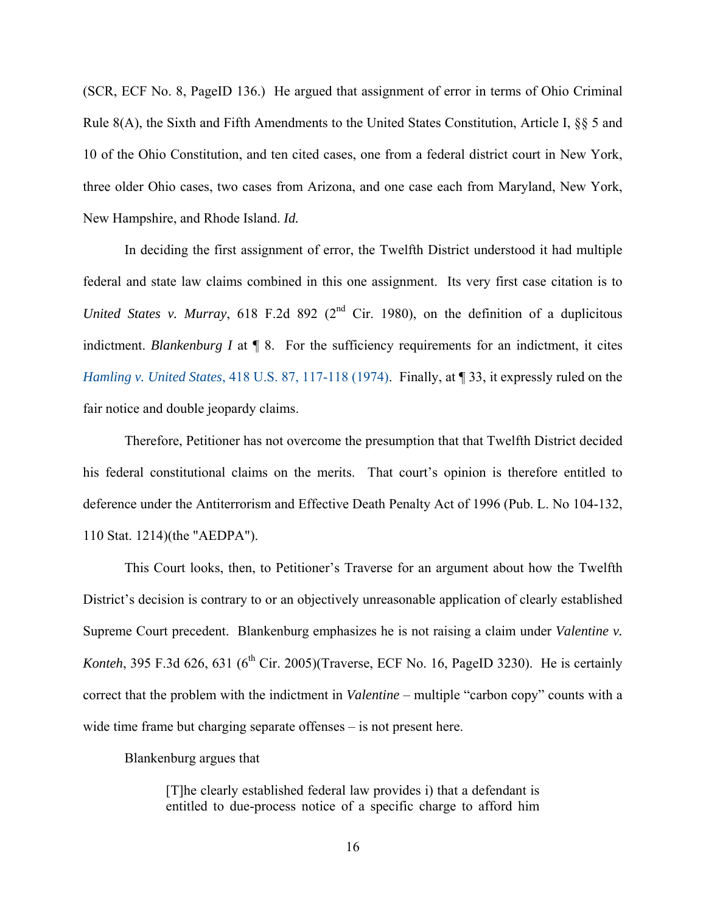(SCR, ECF No. 8, PageID 136.) He argued that assignment of error in terms of Ohio Criminal Rule 8(A), the Sixth and Fifth Amendments to the United States Constitution, Article I, §§ 5 and 10 of the Ohio Constitution, and ten cited cases, one from a federal district court in New York, three older Ohio cases, two cases from Arizona, and one case each from Maryland, New York, New Hampshire, and Rhode Island. *Id.*

In deciding the first assignment of error, the Twelfth District understood it had multiple federal and state law claims combined in this one assignment. Its very first case citation is to *United States v. Murray*, 618 F.2d 892 (2nd Cir. 1980), on the definition of a duplicitous indictment. *Blankenburg I* at ¶ 8. For the sufficiency requirements for an indictment, it cites *Hamling v. United States*, 418 U.S. 87, 117-118 (1974). Finally, at ¶ 33, it expressly ruled on the fair notice and double jeopardy claims.

Therefore, Petitioner has not overcome the presumption that that Twelfth District decided his federal constitutional claims on the merits. That court's opinion is therefore entitled to deference under the Antiterrorism and Effective Death Penalty Act of 1996 (Pub. L. No 104-132, 110 Stat. 1214)(the "AEDPA").

This Court looks, then, to Petitioner's Traverse for an argument about how the Twelfth District's decision is contrary to or an objectively unreasonable application of clearly established Supreme Court precedent. Blankenburg emphasizes he is not raising a claim under *Valentine v. Konteh*, 395 F.3d 626, 631 (6th Cir. 2005)(Traverse, ECF No. 16, PageID 3230). He is certainly correct that the problem with the indictment in *Valentine* – multiple "carbon copy" counts with a wide time frame but charging separate offenses – is not present here.

Blankenburg argues that

> [T]he clearly established federal law provides i) that a defendant is entitled to due-process notice of a specific charge to afford him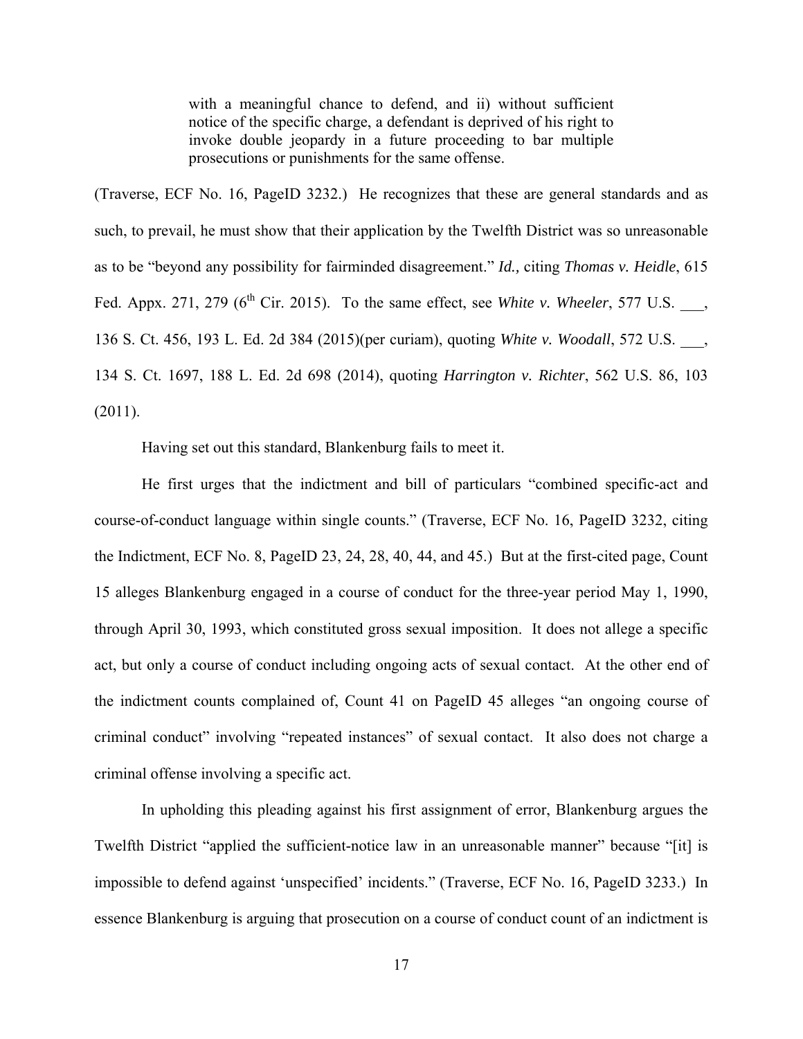> with a meaningful chance to defend, and ii) without sufficient notice of the specific charge, a defendant is deprived of his right to invoke double jeopardy in a future proceeding to bar multiple prosecutions or punishments for the same offense.

(Traverse, ECF No. 16, PageID 3232.) He recognizes that these are general standards and as such, to prevail, he must show that their application by the Twelfth District was so unreasonable as to be "beyond any possibility for fairminded disagreement." *Id.,* citing *Thomas v. Heidle*, 615 Fed. Appx. 271, 279 (6th Cir. 2015). To the same effect, see *White v. Wheeler*, 577 U.S. ___, 136 S. Ct. 456, 193 L. Ed. 2d 384 (2015)(per curiam), quoting *White v. Woodall*, 572 U.S. ___, 134 S. Ct. 1697, 188 L. Ed. 2d 698 (2014), quoting *Harrington v. Richter*, 562 U.S. 86, 103 (2011).

Having set out this standard, Blankenburg fails to meet it.

He first urges that the indictment and bill of particulars "combined specific-act and course-of-conduct language within single counts." (Traverse, ECF No. 16, PageID 3232, citing the Indictment, ECF No. 8, PageID 23, 24, 28, 40, 44, and 45.) But at the first-cited page, Count 15 alleges Blankenburg engaged in a course of conduct for the three-year period May 1, 1990, through April 30, 1993, which constituted gross sexual imposition. It does not allege a specific act, but only a course of conduct including ongoing acts of sexual contact. At the other end of the indictment counts complained of, Count 41 on PageID 45 alleges "an ongoing course of criminal conduct" involving "repeated instances" of sexual contact. It also does not charge a criminal offense involving a specific act.

In upholding this pleading against his first assignment of error, Blankenburg argues the Twelfth District "applied the sufficient-notice law in an unreasonable manner" because "[it] is impossible to defend against 'unspecified' incidents." (Traverse, ECF No. 16, PageID 3233.) In essence Blankenburg is arguing that prosecution on a course of conduct count of an indictment is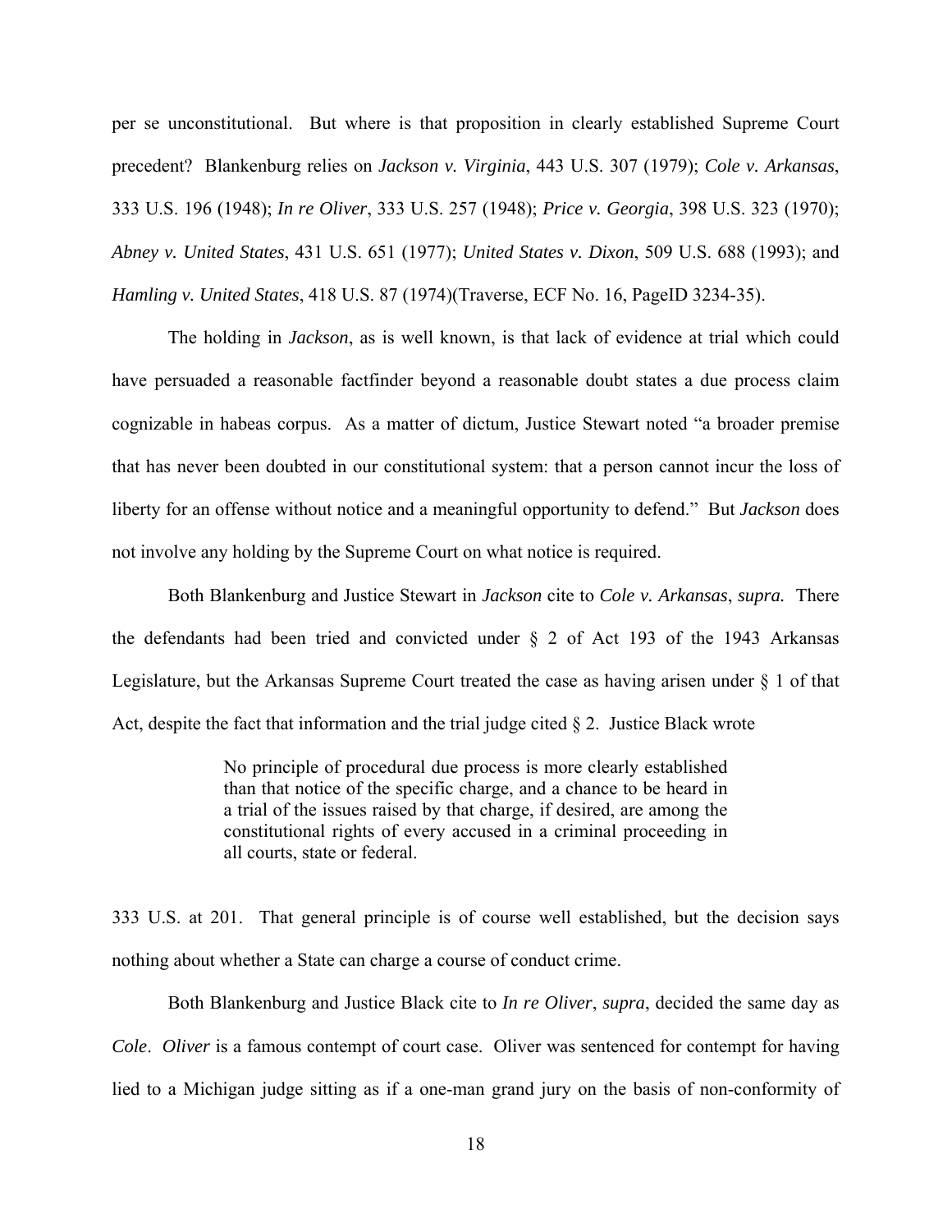per se unconstitutional. But where is that proposition in clearly established Supreme Court precedent? Blankenburg relies on *Jackson v. Virginia*, 443 U.S. 307 (1979); *Cole v. Arkansas*, 333 U.S. 196 (1948); *In re Oliver*, 333 U.S. 257 (1948); *Price v. Georgia*, 398 U.S. 323 (1970); *Abney v. United States*, 431 U.S. 651 (1977); *United States v. Dixon*, 509 U.S. 688 (1993); and *Hamling v. United States*, 418 U.S. 87 (1974)(Traverse, ECF No. 16, PageID 3234-35).

The holding in *Jackson*, as is well known, is that lack of evidence at trial which could have persuaded a reasonable factfinder beyond a reasonable doubt states a due process claim cognizable in habeas corpus. As a matter of dictum, Justice Stewart noted "a broader premise that has never been doubted in our constitutional system: that a person cannot incur the loss of liberty for an offense without notice and a meaningful opportunity to defend." But *Jackson* does not involve any holding by the Supreme Court on what notice is required.

Both Blankenburg and Justice Stewart in *Jackson* cite to *Cole v. Arkansas*, *supra.* There the defendants had been tried and convicted under § 2 of Act 193 of the 1943 Arkansas Legislature, but the Arkansas Supreme Court treated the case as having arisen under § 1 of that Act, despite the fact that information and the trial judge cited § 2. Justice Black wrote

> No principle of procedural due process is more clearly established than that notice of the specific charge, and a chance to be heard in a trial of the issues raised by that charge, if desired, are among the constitutional rights of every accused in a criminal proceeding in all courts, state or federal.

333 U.S. at 201. That general principle is of course well established, but the decision says nothing about whether a State can charge a course of conduct crime.

Both Blankenburg and Justice Black cite to *In re Oliver*, *supra*, decided the same day as *Cole*. *Oliver* is a famous contempt of court case. Oliver was sentenced for contempt for having lied to a Michigan judge sitting as if a one-man grand jury on the basis of non-conformity of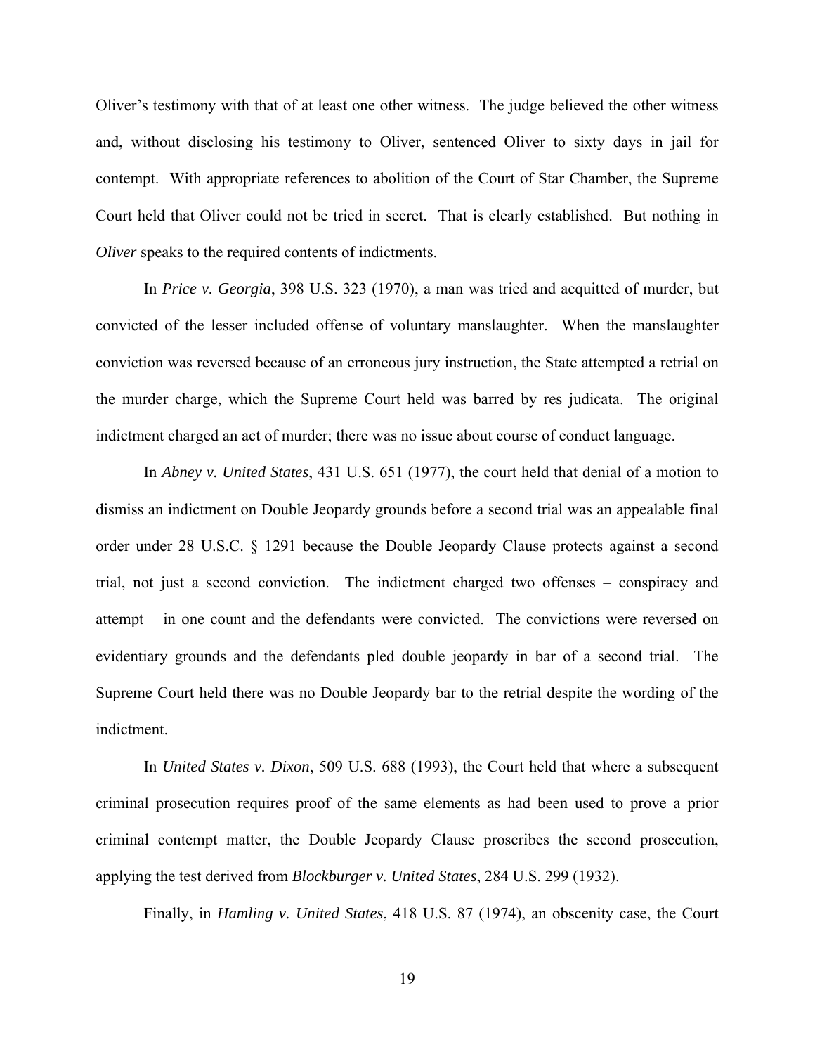Oliver's testimony with that of at least one other witness. The judge believed the other witness and, without disclosing his testimony to Oliver, sentenced Oliver to sixty days in jail for contempt. With appropriate references to abolition of the Court of Star Chamber, the Supreme Court held that Oliver could not be tried in secret. That is clearly established. But nothing in *Oliver* speaks to the required contents of indictments.

In *Price v. Georgia*, 398 U.S. 323 (1970), a man was tried and acquitted of murder, but convicted of the lesser included offense of voluntary manslaughter. When the manslaughter conviction was reversed because of an erroneous jury instruction, the State attempted a retrial on the murder charge, which the Supreme Court held was barred by res judicata. The original indictment charged an act of murder; there was no issue about course of conduct language.

In *Abney v. United States*, 431 U.S. 651 (1977), the court held that denial of a motion to dismiss an indictment on Double Jeopardy grounds before a second trial was an appealable final order under 28 U.S.C. § 1291 because the Double Jeopardy Clause protects against a second trial, not just a second conviction. The indictment charged two offenses – conspiracy and attempt – in one count and the defendants were convicted. The convictions were reversed on evidentiary grounds and the defendants pled double jeopardy in bar of a second trial. The Supreme Court held there was no Double Jeopardy bar to the retrial despite the wording of the indictment.

In *United States v. Dixon*, 509 U.S. 688 (1993), the Court held that where a subsequent criminal prosecution requires proof of the same elements as had been used to prove a prior criminal contempt matter, the Double Jeopardy Clause proscribes the second prosecution, applying the test derived from *Blockburger v. United States*, 284 U.S. 299 (1932).

Finally, in *Hamling v. United States*, 418 U.S. 87 (1974), an obscenity case, the Court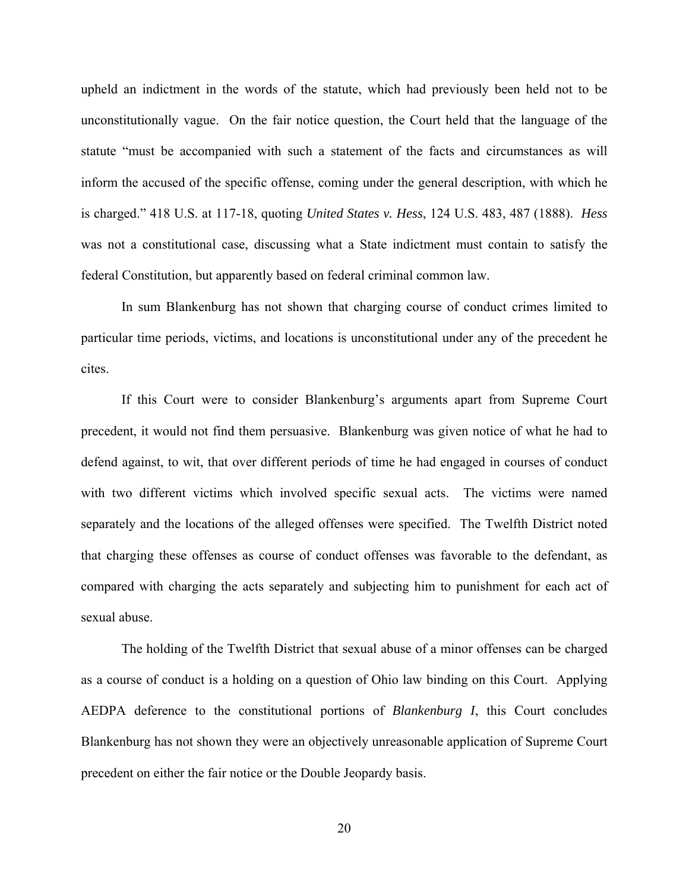upheld an indictment in the words of the statute, which had previously been held not to be unconstitutionally vague. On the fair notice question, the Court held that the language of the statute "must be accompanied with such a statement of the facts and circumstances as will inform the accused of the specific offense, coming under the general description, with which he is charged." 418 U.S. at 117-18, quoting *United States v. Hess*, 124 U.S. 483, 487 (1888). *Hess* was not a constitutional case, discussing what a State indictment must contain to satisfy the federal Constitution, but apparently based on federal criminal common law.

In sum Blankenburg has not shown that charging course of conduct crimes limited to particular time periods, victims, and locations is unconstitutional under any of the precedent he cites.

If this Court were to consider Blankenburg's arguments apart from Supreme Court precedent, it would not find them persuasive. Blankenburg was given notice of what he had to defend against, to wit, that over different periods of time he had engaged in courses of conduct with two different victims which involved specific sexual acts. The victims were named separately and the locations of the alleged offenses were specified. The Twelfth District noted that charging these offenses as course of conduct offenses was favorable to the defendant, as compared with charging the acts separately and subjecting him to punishment for each act of sexual abuse.

The holding of the Twelfth District that sexual abuse of a minor offenses can be charged as a course of conduct is a holding on a question of Ohio law binding on this Court. Applying AEDPA deference to the constitutional portions of *Blankenburg I*, this Court concludes Blankenburg has not shown they were an objectively unreasonable application of Supreme Court precedent on either the fair notice or the Double Jeopardy basis.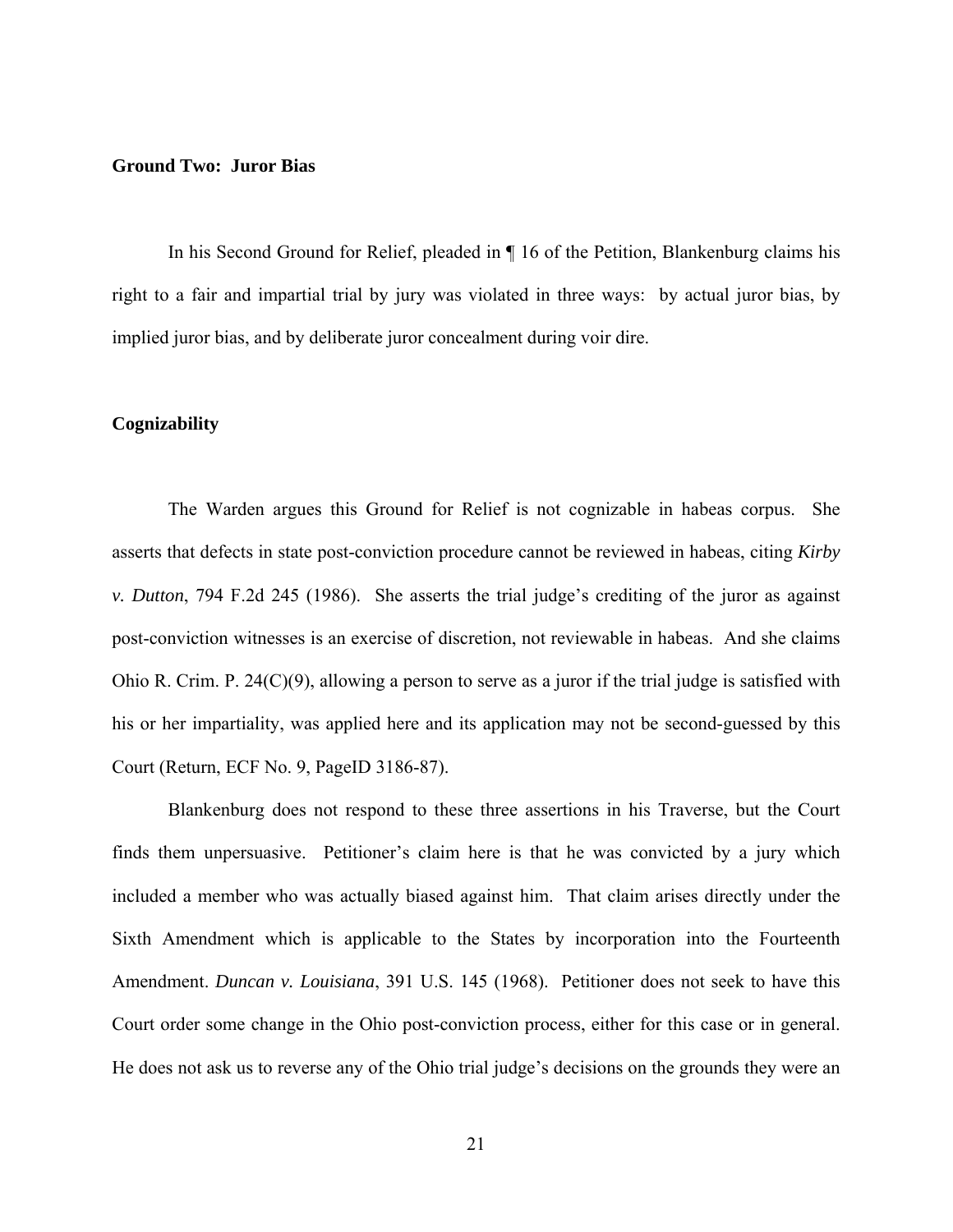**Ground Two: Juror Bias**

In his Second Ground for Relief, pleaded in ¶ 16 of the Petition, Blankenburg claims his right to a fair and impartial trial by jury was violated in three ways: by actual juror bias, by implied juror bias, and by deliberate juror concealment during voir dire.

**Cognizability**

The Warden argues this Ground for Relief is not cognizable in habeas corpus. She asserts that defects in state post-conviction procedure cannot be reviewed in habeas, citing *Kirby v. Dutton*, 794 F.2d 245 (1986). She asserts the trial judge's crediting of the juror as against post-conviction witnesses is an exercise of discretion, not reviewable in habeas. And she claims Ohio R. Crim. P. 24(C)(9), allowing a person to serve as a juror if the trial judge is satisfied with his or her impartiality, was applied here and its application may not be second-guessed by this Court (Return, ECF No. 9, PageID 3186-87).

Blankenburg does not respond to these three assertions in his Traverse, but the Court finds them unpersuasive. Petitioner's claim here is that he was convicted by a jury which included a member who was actually biased against him. That claim arises directly under the Sixth Amendment which is applicable to the States by incorporation into the Fourteenth Amendment. *Duncan v. Louisiana*, 391 U.S. 145 (1968). Petitioner does not seek to have this Court order some change in the Ohio post-conviction process, either for this case or in general. He does not ask us to reverse any of the Ohio trial judge's decisions on the grounds they were an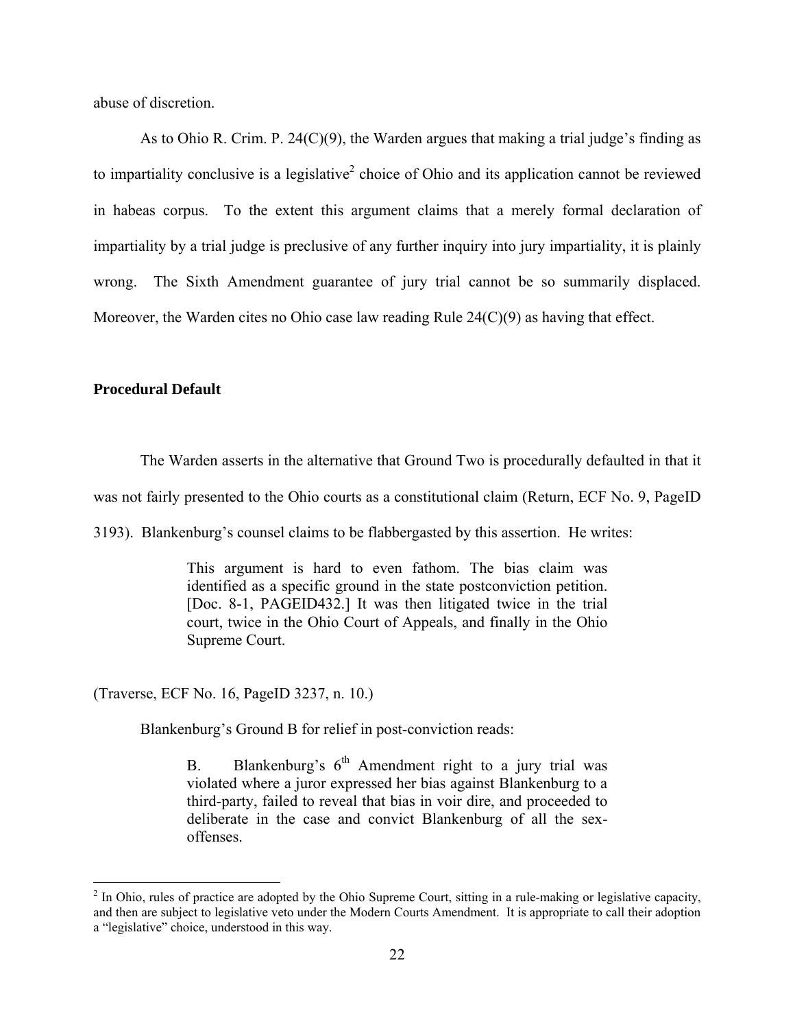abuse of discretion.

As to Ohio R. Crim. P. 24(C)(9), the Warden argues that making a trial judge's finding as to impartiality conclusive is a legislative[2] choice of Ohio and its application cannot be reviewed in habeas corpus. To the extent this argument claims that a merely formal declaration of impartiality by a trial judge is preclusive of any further inquiry into jury impartiality, it is plainly wrong. The Sixth Amendment guarantee of jury trial cannot be so summarily displaced. Moreover, the Warden cites no Ohio case law reading Rule 24(C)(9) as having that effect.

**Procedural Default**

The Warden asserts in the alternative that Ground Two is procedurally defaulted in that it was not fairly presented to the Ohio courts as a constitutional claim (Return, ECF No. 9, PageID 3193). Blankenburg's counsel claims to be flabbergasted by this assertion. He writes:

> This argument is hard to even fathom. The bias claim was identified as a specific ground in the state postconviction petition. [Doc. 8-1, PAGEID432.] It was then litigated twice in the trial court, twice in the Ohio Court of Appeals, and finally in the Ohio Supreme Court.

(Traverse, ECF No. 16, PageID 3237, n. 10.)

Blankenburg's Ground B for relief in post-conviction reads:

> B. Blankenburg's 6th Amendment right to a jury trial was violated where a juror expressed her bias against Blankenburg to a third-party, failed to reveal that bias in voir dire, and proceeded to deliberate in the case and convict Blankenburg of all the sex-offenses.

---

[2] In Ohio, rules of practice are adopted by the Ohio Supreme Court, sitting in a rule-making or legislative capacity, and then are subject to legislative veto under the Modern Courts Amendment. It is appropriate to call their adoption a "legislative" choice, understood in this way.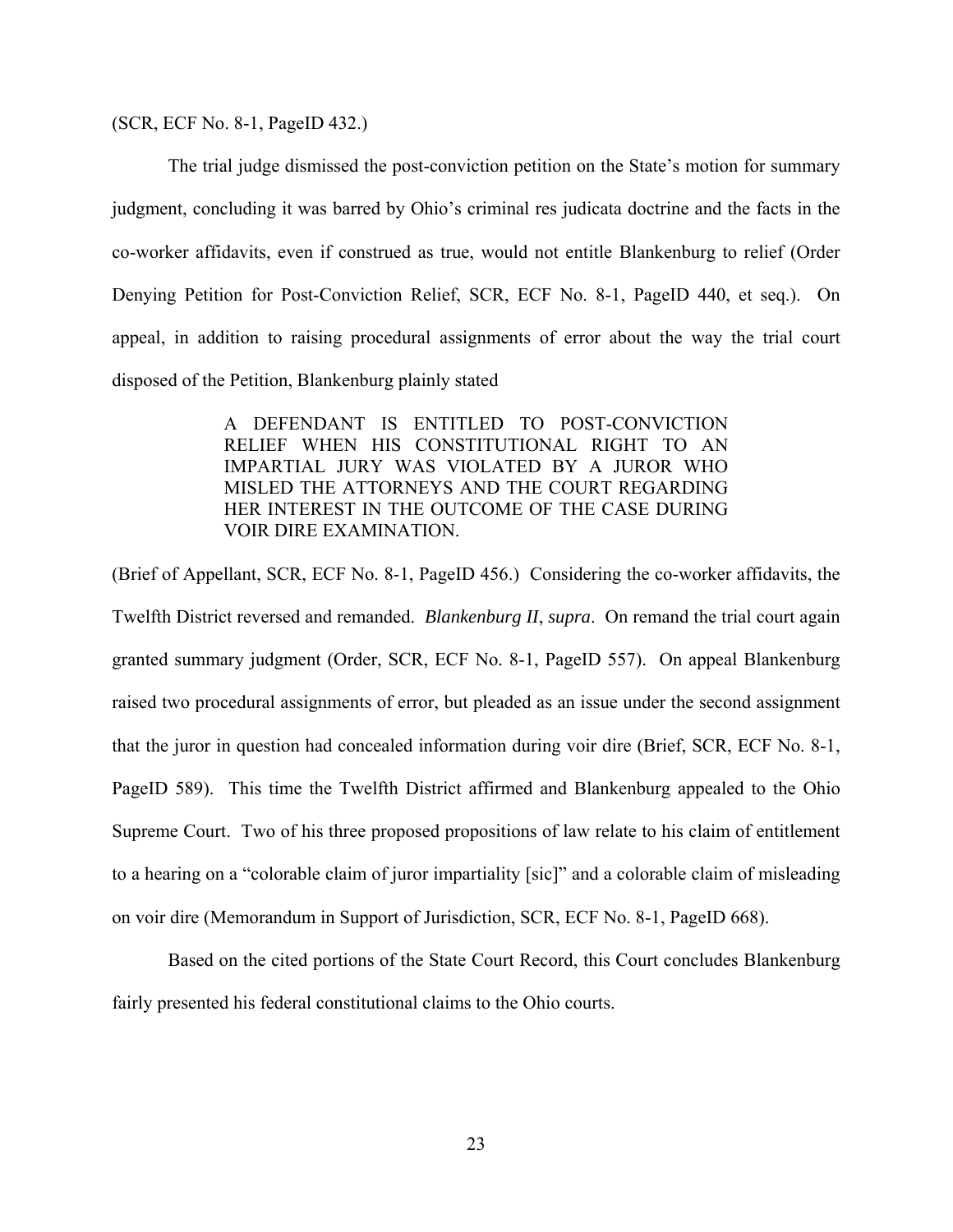(SCR, ECF No. 8-1, PageID 432.)

The trial judge dismissed the post-conviction petition on the State's motion for summary judgment, concluding it was barred by Ohio's criminal res judicata doctrine and the facts in the co-worker affidavits, even if construed as true, would not entitle Blankenburg to relief (Order Denying Petition for Post-Conviction Relief, SCR, ECF No. 8-1, PageID 440, et seq.). On appeal, in addition to raising procedural assignments of error about the way the trial court disposed of the Petition, Blankenburg plainly stated

> A DEFENDANT IS ENTITLED TO POST-CONVICTION RELIEF WHEN HIS CONSTITUTIONAL RIGHT TO AN IMPARTIAL JURY WAS VIOLATED BY A JUROR WHO MISLED THE ATTORNEYS AND THE COURT REGARDING HER INTEREST IN THE OUTCOME OF THE CASE DURING VOIR DIRE EXAMINATION.

(Brief of Appellant, SCR, ECF No. 8-1, PageID 456.) Considering the co-worker affidavits, the Twelfth District reversed and remanded. *Blankenburg II*, *supra*. On remand the trial court again granted summary judgment (Order, SCR, ECF No. 8-1, PageID 557). On appeal Blankenburg raised two procedural assignments of error, but pleaded as an issue under the second assignment that the juror in question had concealed information during voir dire (Brief, SCR, ECF No. 8-1, PageID 589). This time the Twelfth District affirmed and Blankenburg appealed to the Ohio Supreme Court. Two of his three proposed propositions of law relate to his claim of entitlement to a hearing on a "colorable claim of juror impartiality [sic]" and a colorable claim of misleading on voir dire (Memorandum in Support of Jurisdiction, SCR, ECF No. 8-1, PageID 668).

Based on the cited portions of the State Court Record, this Court concludes Blankenburg fairly presented his federal constitutional claims to the Ohio courts.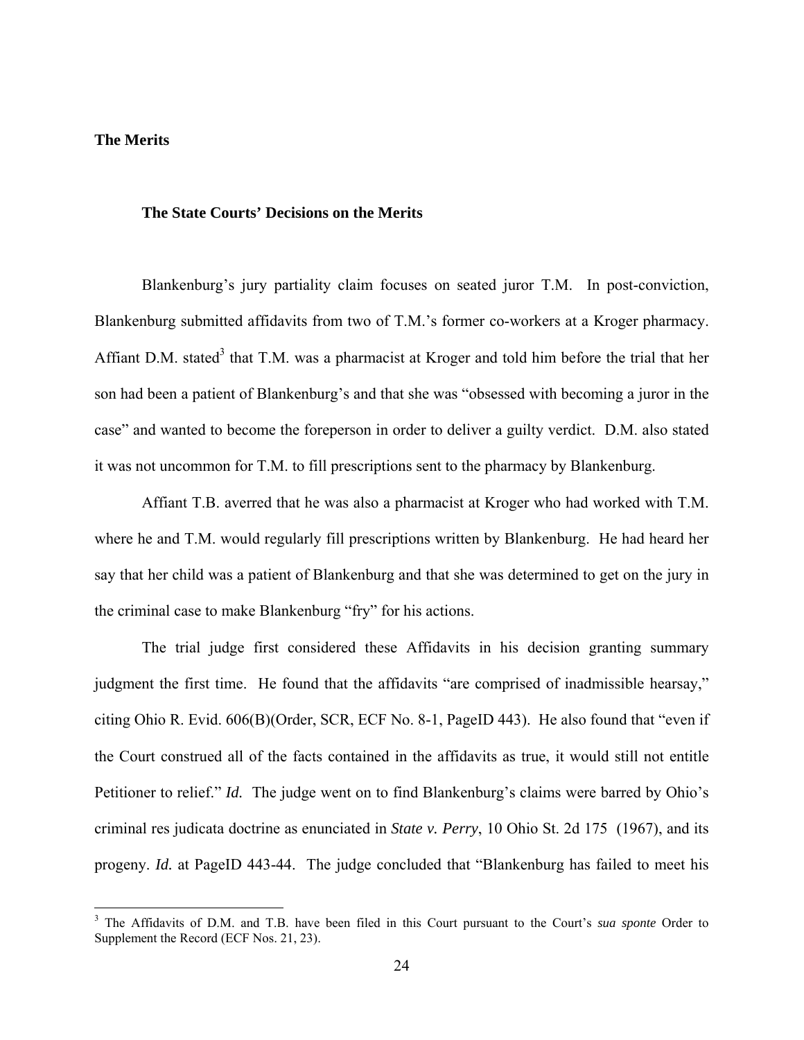## The Merits

### The State Courts' Decisions on the Merits

Blankenburg's jury partiality claim focuses on seated juror T.M. In post-conviction, Blankenburg submitted affidavits from two of T.M.'s former co-workers at a Kroger pharmacy. Affiant D.M. stated[3] that T.M. was a pharmacist at Kroger and told him before the trial that her son had been a patient of Blankenburg's and that she was "obsessed with becoming a juror in the case" and wanted to become the foreperson in order to deliver a guilty verdict. D.M. also stated it was not uncommon for T.M. to fill prescriptions sent to the pharmacy by Blankenburg.

Affiant T.B. averred that he was also a pharmacist at Kroger who had worked with T.M. where he and T.M. would regularly fill prescriptions written by Blankenburg. He had heard her say that her child was a patient of Blankenburg and that she was determined to get on the jury in the criminal case to make Blankenburg "fry" for his actions.

The trial judge first considered these Affidavits in his decision granting summary judgment the first time. He found that the affidavits "are comprised of inadmissible hearsay," citing Ohio R. Evid. 606(B)(Order, SCR, ECF No. 8-1, PageID 443). He also found that "even if the Court construed all of the facts contained in the affidavits as true, it would still not entitle Petitioner to relief." *Id.* The judge went on to find Blankenburg's claims were barred by Ohio's criminal res judicata doctrine as enunciated in *State v. Perry*, 10 Ohio St. 2d 175 (1967), and its progeny. *Id.* at PageID 443-44. The judge concluded that "Blankenburg has failed to meet his

[3] The Affidavits of D.M. and T.B. have been filed in this Court pursuant to the Court's *sua sponte* Order to Supplement the Record (ECF Nos. 21, 23).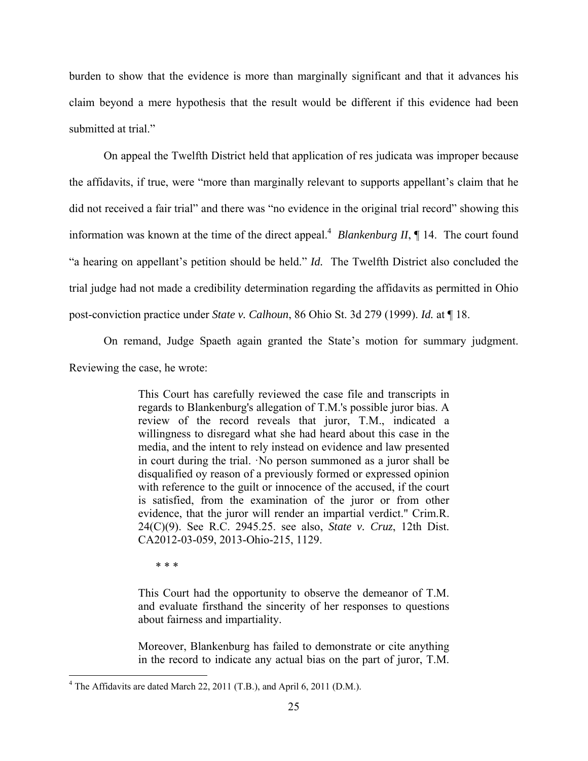burden to show that the evidence is more than marginally significant and that it advances his claim beyond a mere hypothesis that the result would be different if this evidence had been submitted at trial."

On appeal the Twelfth District held that application of res judicata was improper because the affidavits, if true, were "more than marginally relevant to supports appellant's claim that he did not received a fair trial" and there was "no evidence in the original trial record" showing this information was known at the time of the direct appeal.[4] *Blankenburg II*, ¶ 14. The court found "a hearing on appellant's petition should be held." *Id.* The Twelfth District also concluded the trial judge had not made a credibility determination regarding the affidavits as permitted in Ohio post-conviction practice under *State v. Calhoun*, 86 Ohio St. 3d 279 (1999). *Id.* at ¶ 18.

On remand, Judge Spaeth again granted the State's motion for summary judgment. Reviewing the case, he wrote:

> This Court has carefully reviewed the case file and transcripts in regards to Blankenburg's allegation of T.M.'s possible juror bias. A review of the record reveals that juror, T.M., indicated a willingness to disregard what she had heard about this case in the media, and the intent to rely instead on evidence and law presented in court during the trial. ·No person summoned as a juror shall be disqualified oy reason of a previously formed or expressed opinion with reference to the guilt or innocence of the accused, if the court is satisfied, from the examination of the juror or from other evidence, that the juror will render an impartial verdict." Crim.R. 24(C)(9). See R.C. 2945.25. see also, *State v. Cruz*, 12th Dist. CA2012-03-059, 2013-Ohio-215, 1129.
>
> \* \* \*
>
> This Court had the opportunity to observe the demeanor of T.M. and evaluate firsthand the sincerity of her responses to questions about fairness and impartiality.
>
> Moreover, Blankenburg has failed to demonstrate or cite anything in the record to indicate any actual bias on the part of juror, T.M.

[4] The Affidavits are dated March 22, 2011 (T.B.), and April 6, 2011 (D.M.).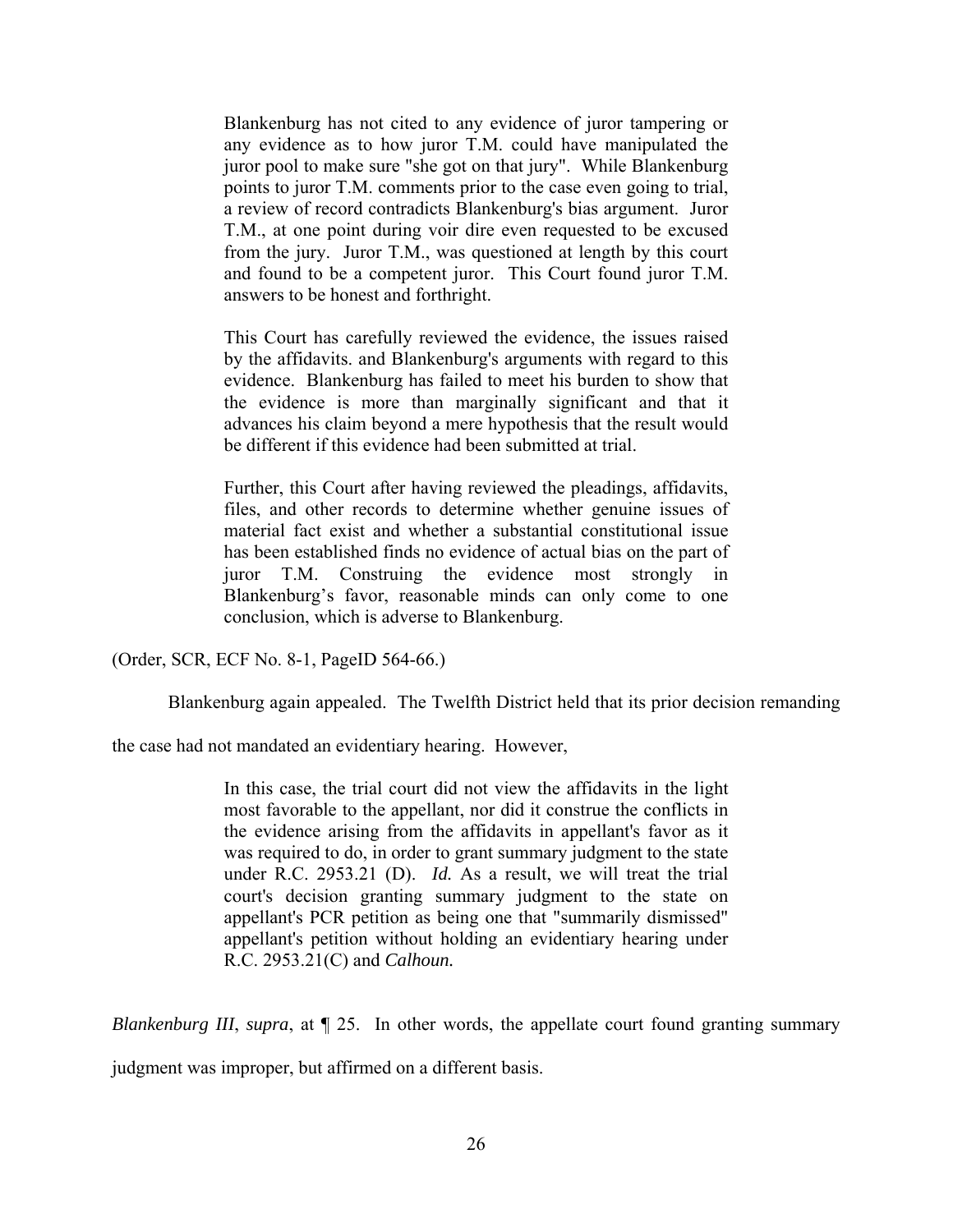> Blankenburg has not cited to any evidence of juror tampering or any evidence as to how juror T.M. could have manipulated the juror pool to make sure "she got on that jury". While Blankenburg points to juror T.M. comments prior to the case even going to trial, a review of record contradicts Blankenburg's bias argument. Juror T.M., at one point during voir dire even requested to be excused from the jury. Juror T.M., was questioned at length by this court and found to be a competent juror. This Court found juror T.M. answers to be honest and forthright.
>
> This Court has carefully reviewed the evidence, the issues raised by the affidavits. and Blankenburg's arguments with regard to this evidence. Blankenburg has failed to meet his burden to show that the evidence is more than marginally significant and that it advances his claim beyond a mere hypothesis that the result would be different if this evidence had been submitted at trial.
>
> Further, this Court after having reviewed the pleadings, affidavits, files, and other records to determine whether genuine issues of material fact exist and whether a substantial constitutional issue has been established finds no evidence of actual bias on the part of juror T.M. Construing the evidence most strongly in Blankenburg's favor, reasonable minds can only come to one conclusion, which is adverse to Blankenburg.

(Order, SCR, ECF No. 8-1, PageID 564-66.)

Blankenburg again appealed. The Twelfth District held that its prior decision remanding the case had not mandated an evidentiary hearing. However,

> In this case, the trial court did not view the affidavits in the light most favorable to the appellant, nor did it construe the conflicts in the evidence arising from the affidavits in appellant's favor as it was required to do, in order to grant summary judgment to the state under R.C. 2953.21 (D). *Id.* As a result, we will treat the trial court's decision granting summary judgment to the state on appellant's PCR petition as being one that "summarily dismissed" appellant's petition without holding an evidentiary hearing under R.C. 2953.21(C) and *Calhoun.*

*Blankenburg III*, *supra*, at ¶ 25. In other words, the appellate court found granting summary judgment was improper, but affirmed on a different basis.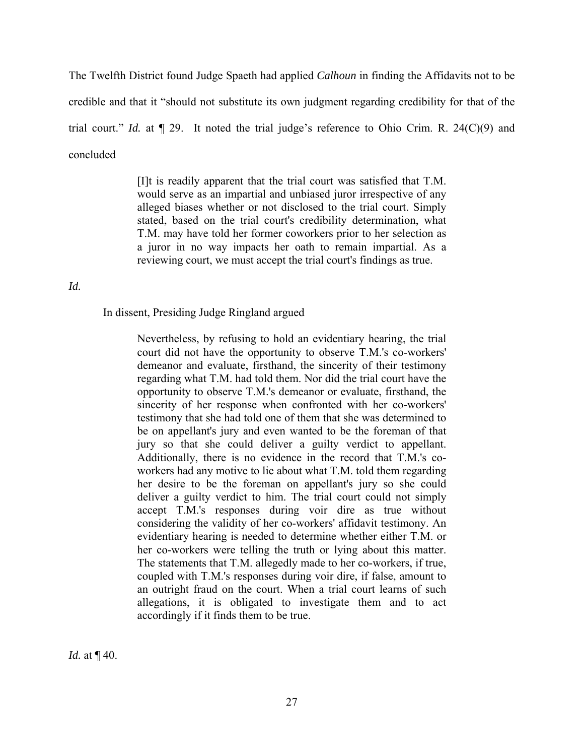The Twelfth District found Judge Spaeth had applied *Calhoun* in finding the Affidavits not to be credible and that it "should not substitute its own judgment regarding credibility for that of the trial court." *Id.* at ¶ 29. It noted the trial judge's reference to Ohio Crim. R. 24(C)(9) and concluded

> [I]t is readily apparent that the trial court was satisfied that T.M. would serve as an impartial and unbiased juror irrespective of any alleged biases whether or not disclosed to the trial court. Simply stated, based on the trial court's credibility determination, what T.M. may have told her former coworkers prior to her selection as a juror in no way impacts her oath to remain impartial. As a reviewing court, we must accept the trial court's findings as true.

*Id.*

In dissent, Presiding Judge Ringland argued

> Nevertheless, by refusing to hold an evidentiary hearing, the trial court did not have the opportunity to observe T.M.'s co-workers' demeanor and evaluate, firsthand, the sincerity of their testimony regarding what T.M. had told them. Nor did the trial court have the opportunity to observe T.M.'s demeanor or evaluate, firsthand, the sincerity of her response when confronted with her co-workers' testimony that she had told one of them that she was determined to be on appellant's jury and even wanted to be the foreman of that jury so that she could deliver a guilty verdict to appellant. Additionally, there is no evidence in the record that T.M.'s co-workers had any motive to lie about what T.M. told them regarding her desire to be the foreman on appellant's jury so she could deliver a guilty verdict to him. The trial court could not simply accept T.M.'s responses during voir dire as true without considering the validity of her co-workers' affidavit testimony. An evidentiary hearing is needed to determine whether either T.M. or her co-workers were telling the truth or lying about this matter. The statements that T.M. allegedly made to her co-workers, if true, coupled with T.M.'s responses during voir dire, if false, amount to an outright fraud on the court. When a trial court learns of such allegations, it is obligated to investigate them and to act accordingly if it finds them to be true.

*Id.* at ¶ 40.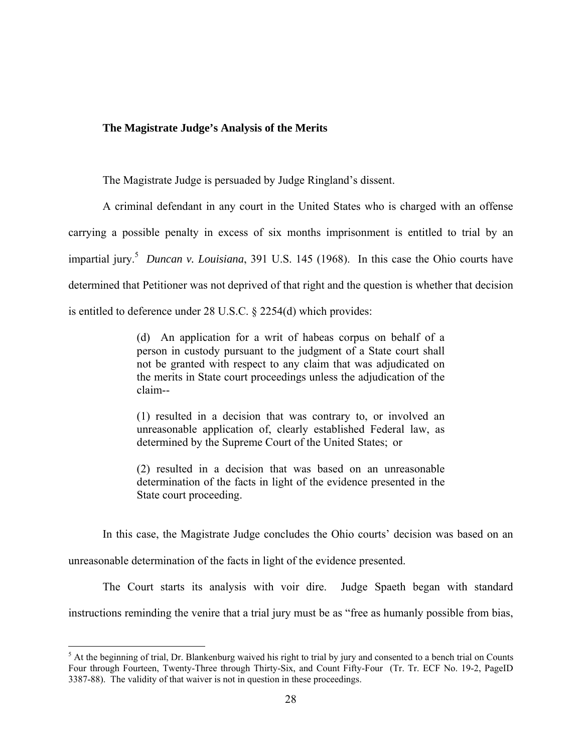**The Magistrate Judge's Analysis of the Merits**

The Magistrate Judge is persuaded by Judge Ringland's dissent.

A criminal defendant in any court in the United States who is charged with an offense carrying a possible penalty in excess of six months imprisonment is entitled to trial by an impartial jury.[5] *Duncan v. Louisiana*, 391 U.S. 145 (1968). In this case the Ohio courts have determined that Petitioner was not deprived of that right and the question is whether that decision is entitled to deference under 28 U.S.C. § 2254(d) which provides:

> (d) An application for a writ of habeas corpus on behalf of a person in custody pursuant to the judgment of a State court shall not be granted with respect to any claim that was adjudicated on the merits in State court proceedings unless the adjudication of the claim--
>
> (1) resulted in a decision that was contrary to, or involved an unreasonable application of, clearly established Federal law, as determined by the Supreme Court of the United States; or
>
> (2) resulted in a decision that was based on an unreasonable determination of the facts in light of the evidence presented in the State court proceeding.

In this case, the Magistrate Judge concludes the Ohio courts' decision was based on an unreasonable determination of the facts in light of the evidence presented.

The Court starts its analysis with voir dire. Judge Spaeth began with standard instructions reminding the venire that a trial jury must be as "free as humanly possible from bias,

[5] At the beginning of trial, Dr. Blankenburg waived his right to trial by jury and consented to a bench trial on Counts Four through Fourteen, Twenty-Three through Thirty-Six, and Count Fifty-Four (Tr. Tr. ECF No. 19-2, PageID 3387-88). The validity of that waiver is not in question in these proceedings.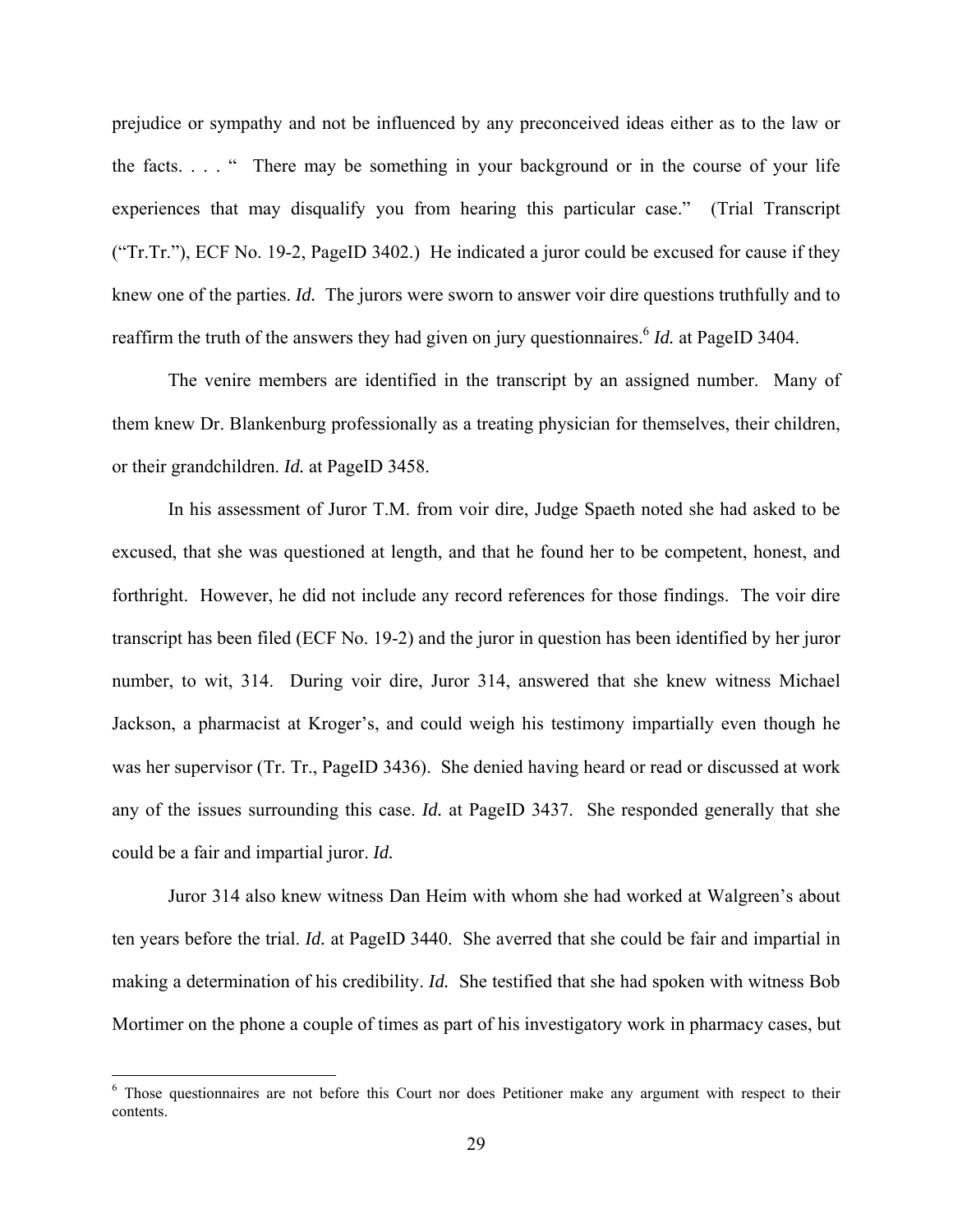prejudice or sympathy and not be influenced by any preconceived ideas either as to the law or the facts. . . . " There may be something in your background or in the course of your life experiences that may disqualify you from hearing this particular case." (Trial Transcript ("Tr.Tr."), ECF No. 19-2, PageID 3402.) He indicated a juror could be excused for cause if they knew one of the parties. *Id.* The jurors were sworn to answer voir dire questions truthfully and to reaffirm the truth of the answers they had given on jury questionnaires.[6] *Id.* at PageID 3404.

The venire members are identified in the transcript by an assigned number. Many of them knew Dr. Blankenburg professionally as a treating physician for themselves, their children, or their grandchildren. *Id.* at PageID 3458.

In his assessment of Juror T.M. from voir dire, Judge Spaeth noted she had asked to be excused, that she was questioned at length, and that he found her to be competent, honest, and forthright. However, he did not include any record references for those findings. The voir dire transcript has been filed (ECF No. 19-2) and the juror in question has been identified by her juror number, to wit, 314. During voir dire, Juror 314, answered that she knew witness Michael Jackson, a pharmacist at Kroger's, and could weigh his testimony impartially even though he was her supervisor (Tr. Tr., PageID 3436). She denied having heard or read or discussed at work any of the issues surrounding this case. *Id.* at PageID 3437. She responded generally that she could be a fair and impartial juror. *Id.*

Juror 314 also knew witness Dan Heim with whom she had worked at Walgreen's about ten years before the trial. *Id.* at PageID 3440. She averred that she could be fair and impartial in making a determination of his credibility. *Id.* She testified that she had spoken with witness Bob Mortimer on the phone a couple of times as part of his investigatory work in pharmacy cases, but

[6] Those questionnaires are not before this Court nor does Petitioner make any argument with respect to their contents.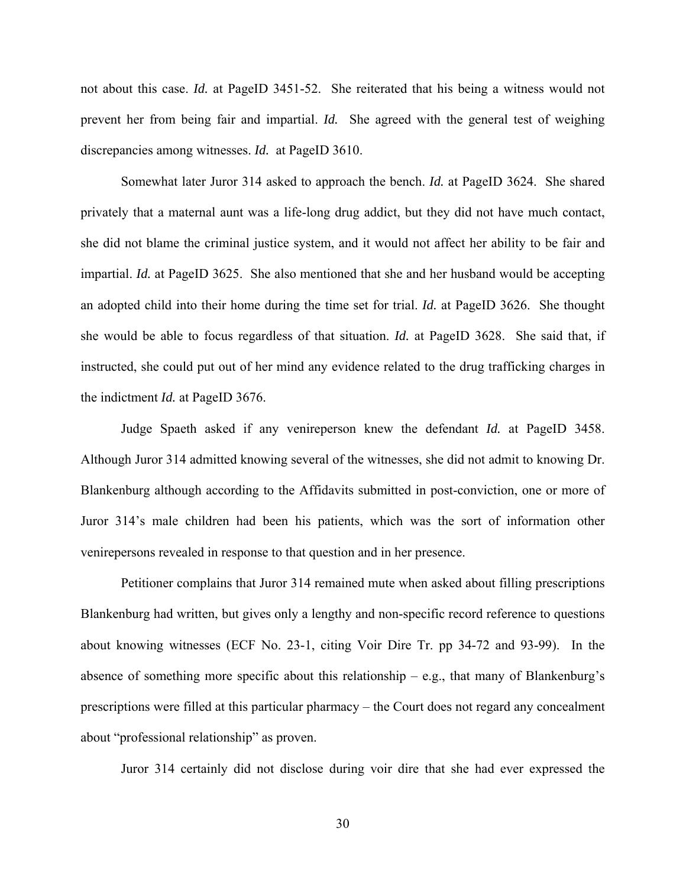not about this case. *Id.* at PageID 3451-52. She reiterated that his being a witness would not prevent her from being fair and impartial. *Id.* She agreed with the general test of weighing discrepancies among witnesses. *Id.* at PageID 3610.

Somewhat later Juror 314 asked to approach the bench. *Id.* at PageID 3624. She shared privately that a maternal aunt was a life-long drug addict, but they did not have much contact, she did not blame the criminal justice system, and it would not affect her ability to be fair and impartial. *Id.* at PageID 3625. She also mentioned that she and her husband would be accepting an adopted child into their home during the time set for trial. *Id.* at PageID 3626. She thought she would be able to focus regardless of that situation. *Id.* at PageID 3628. She said that, if instructed, she could put out of her mind any evidence related to the drug trafficking charges in the indictment *Id.* at PageID 3676.

Judge Spaeth asked if any venireperson knew the defendant *Id.* at PageID 3458. Although Juror 314 admitted knowing several of the witnesses, she did not admit to knowing Dr. Blankenburg although according to the Affidavits submitted in post-conviction, one or more of Juror 314's male children had been his patients, which was the sort of information other venirepersons revealed in response to that question and in her presence.

Petitioner complains that Juror 314 remained mute when asked about filling prescriptions Blankenburg had written, but gives only a lengthy and non-specific record reference to questions about knowing witnesses (ECF No. 23-1, citing Voir Dire Tr. pp 34-72 and 93-99). In the absence of something more specific about this relationship – e.g., that many of Blankenburg's prescriptions were filled at this particular pharmacy – the Court does not regard any concealment about "professional relationship" as proven.

Juror 314 certainly did not disclose during voir dire that she had ever expressed the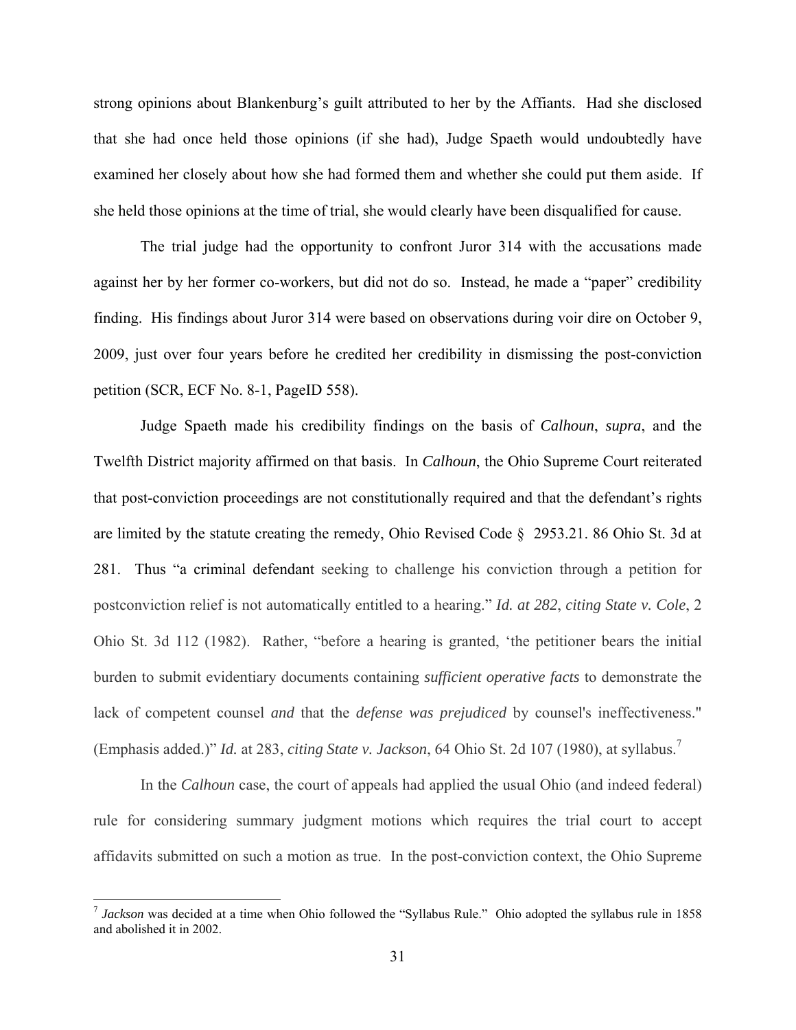strong opinions about Blankenburg's guilt attributed to her by the Affiants. Had she disclosed that she had once held those opinions (if she had), Judge Spaeth would undoubtedly have examined her closely about how she had formed them and whether she could put them aside. If she held those opinions at the time of trial, she would clearly have been disqualified for cause.

The trial judge had the opportunity to confront Juror 314 with the accusations made against her by her former co-workers, but did not do so. Instead, he made a "paper" credibility finding. His findings about Juror 314 were based on observations during voir dire on October 9, 2009, just over four years before he credited her credibility in dismissing the post-conviction petition (SCR, ECF No. 8-1, PageID 558).

Judge Spaeth made his credibility findings on the basis of *Calhoun*, *supra*, and the Twelfth District majority affirmed on that basis. In *Calhoun*, the Ohio Supreme Court reiterated that post-conviction proceedings are not constitutionally required and that the defendant's rights are limited by the statute creating the remedy, Ohio Revised Code § 2953.21. 86 Ohio St. 3d at 281. Thus "a criminal defendant seeking to challenge his conviction through a petition for postconviction relief is not automatically entitled to a hearing." *Id. at 282*, *citing State v. Cole*, 2 Ohio St. 3d 112 (1982). Rather, "before a hearing is granted, 'the petitioner bears the initial burden to submit evidentiary documents containing *sufficient operative facts* to demonstrate the lack of competent counsel *and* that the *defense was prejudiced* by counsel's ineffectiveness." (Emphasis added.)" *Id.* at 283, *citing State v. Jackson*, 64 Ohio St. 2d 107 (1980), at syllabus.[7]

In the *Calhoun* case, the court of appeals had applied the usual Ohio (and indeed federal) rule for considering summary judgment motions which requires the trial court to accept affidavits submitted on such a motion as true. In the post-conviction context, the Ohio Supreme

[7] *Jackson* was decided at a time when Ohio followed the "Syllabus Rule." Ohio adopted the syllabus rule in 1858 and abolished it in 2002.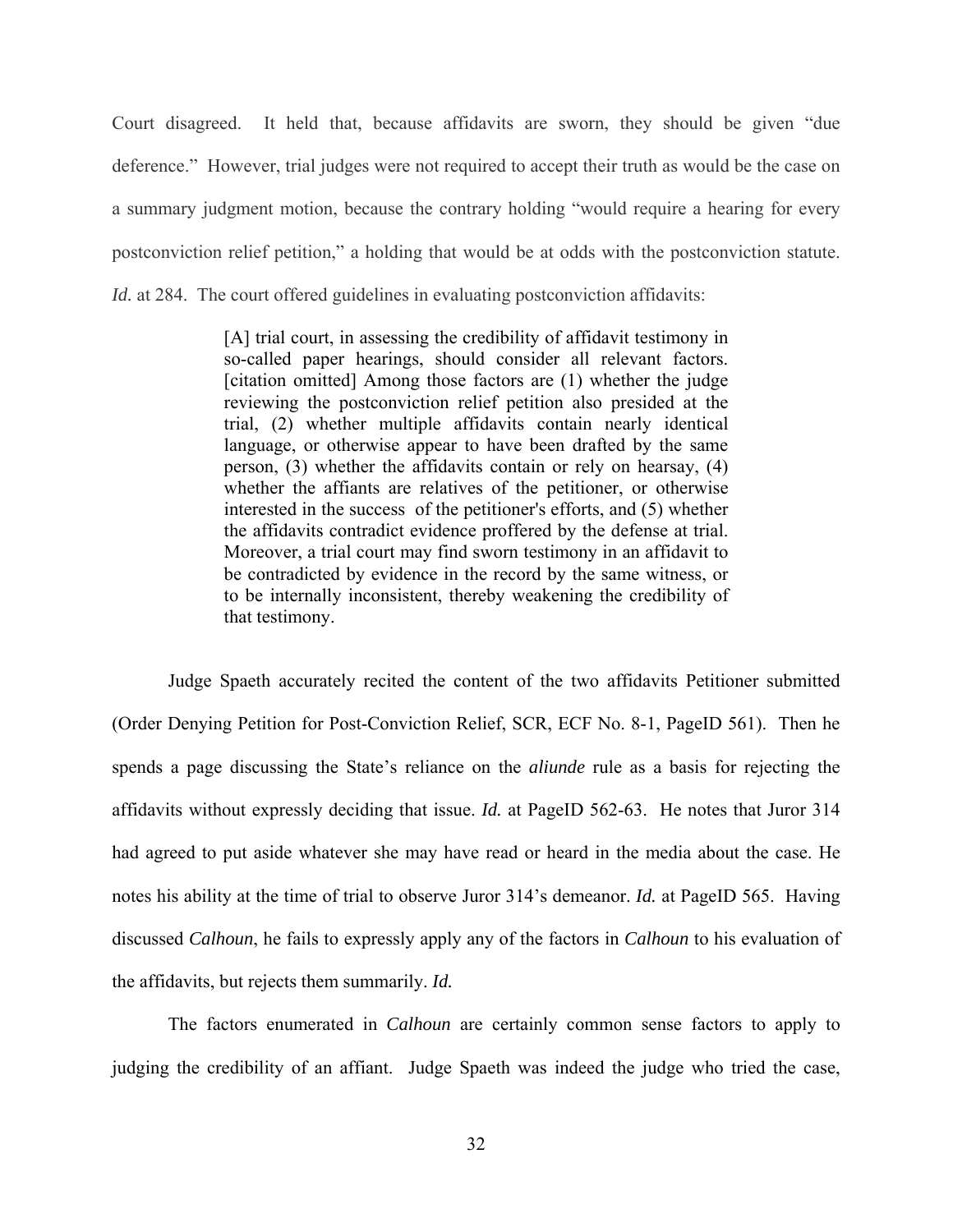Court disagreed. It held that, because affidavits are sworn, they should be given "due deference." However, trial judges were not required to accept their truth as would be the case on a summary judgment motion, because the contrary holding "would require a hearing for every postconviction relief petition," a holding that would be at odds with the postconviction statute. *Id.* at 284. The court offered guidelines in evaluating postconviction affidavits:

> [A] trial court, in assessing the credibility of affidavit testimony in so-called paper hearings, should consider all relevant factors. [citation omitted] Among those factors are (1) whether the judge reviewing the postconviction relief petition also presided at the trial, (2) whether multiple affidavits contain nearly identical language, or otherwise appear to have been drafted by the same person, (3) whether the affidavits contain or rely on hearsay, (4) whether the affiants are relatives of the petitioner, or otherwise interested in the success of the petitioner's efforts, and (5) whether the affidavits contradict evidence proffered by the defense at trial. Moreover, a trial court may find sworn testimony in an affidavit to be contradicted by evidence in the record by the same witness, or to be internally inconsistent, thereby weakening the credibility of that testimony.

Judge Spaeth accurately recited the content of the two affidavits Petitioner submitted (Order Denying Petition for Post-Conviction Relief, SCR, ECF No. 8-1, PageID 561). Then he spends a page discussing the State's reliance on the *aliunde* rule as a basis for rejecting the affidavits without expressly deciding that issue. *Id.* at PageID 562-63. He notes that Juror 314 had agreed to put aside whatever she may have read or heard in the media about the case. He notes his ability at the time of trial to observe Juror 314's demeanor. *Id.* at PageID 565. Having discussed *Calhoun*, he fails to expressly apply any of the factors in *Calhoun* to his evaluation of the affidavits, but rejects them summarily. *Id.*

The factors enumerated in *Calhoun* are certainly common sense factors to apply to judging the credibility of an affiant. Judge Spaeth was indeed the judge who tried the case,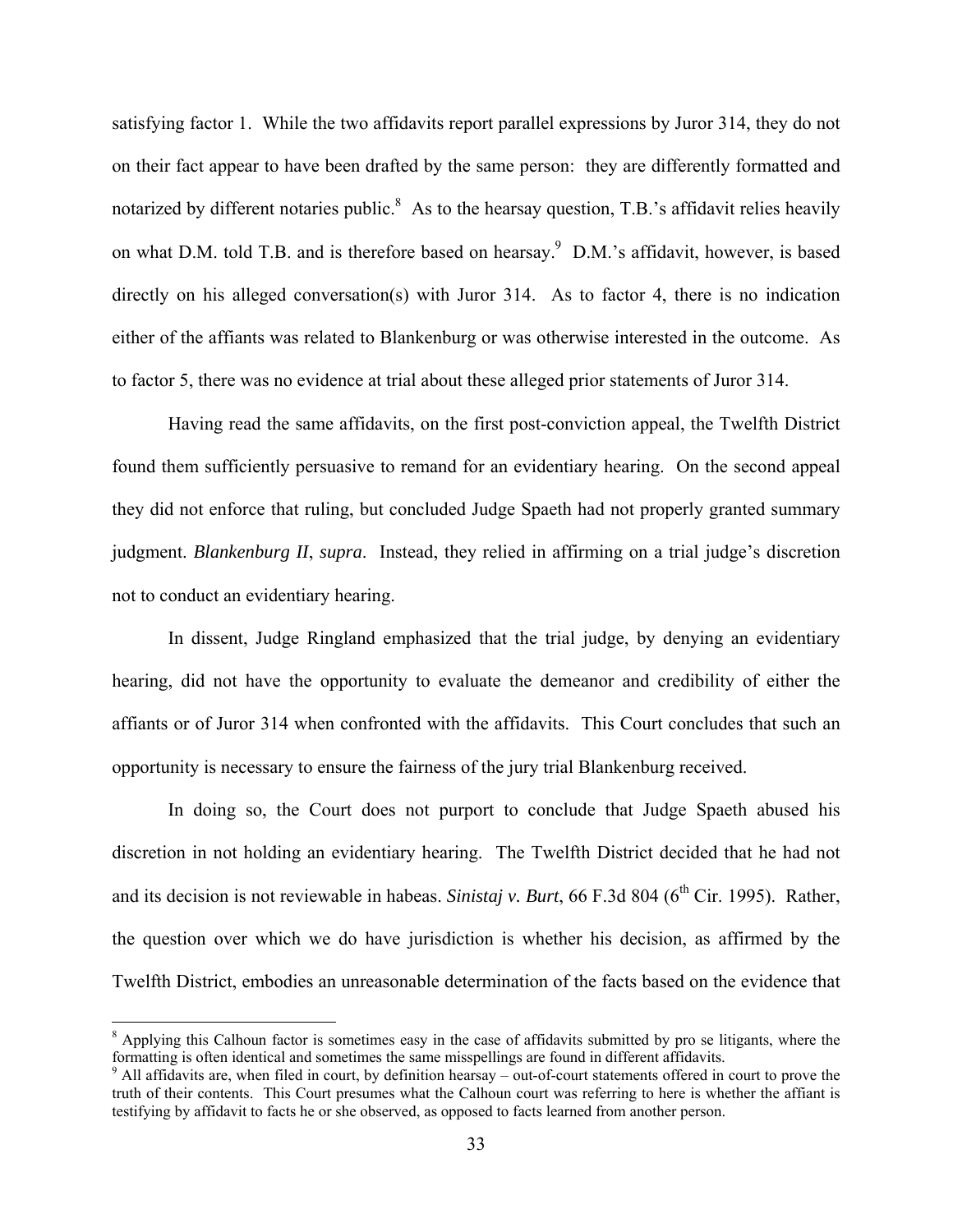satisfying factor 1. While the two affidavits report parallel expressions by Juror 314, they do not on their fact appear to have been drafted by the same person: they are differently formatted and notarized by different notaries public.[8] As to the hearsay question, T.B.'s affidavit relies heavily on what D.M. told T.B. and is therefore based on hearsay.[9] D.M.'s affidavit, however, is based directly on his alleged conversation(s) with Juror 314. As to factor 4, there is no indication either of the affiants was related to Blankenburg or was otherwise interested in the outcome. As to factor 5, there was no evidence at trial about these alleged prior statements of Juror 314.

Having read the same affidavits, on the first post-conviction appeal, the Twelfth District found them sufficiently persuasive to remand for an evidentiary hearing. On the second appeal they did not enforce that ruling, but concluded Judge Spaeth had not properly granted summary judgment. *Blankenburg II*, *supra*. Instead, they relied in affirming on a trial judge's discretion not to conduct an evidentiary hearing.

In dissent, Judge Ringland emphasized that the trial judge, by denying an evidentiary hearing, did not have the opportunity to evaluate the demeanor and credibility of either the affiants or of Juror 314 when confronted with the affidavits. This Court concludes that such an opportunity is necessary to ensure the fairness of the jury trial Blankenburg received.

In doing so, the Court does not purport to conclude that Judge Spaeth abused his discretion in not holding an evidentiary hearing. The Twelfth District decided that he had not and its decision is not reviewable in habeas. *Sinistaj v. Burt*, 66 F.3d 804 (6th Cir. 1995). Rather, the question over which we do have jurisdiction is whether his decision, as affirmed by the Twelfth District, embodies an unreasonable determination of the facts based on the evidence that

---

[8] Applying this Calhoun factor is sometimes easy in the case of affidavits submitted by pro se litigants, where the formatting is often identical and sometimes the same misspellings are found in different affidavits.

[9] All affidavits are, when filed in court, by definition hearsay – out-of-court statements offered in court to prove the truth of their contents. This Court presumes what the Calhoun court was referring to here is whether the affiant is testifying by affidavit to facts he or she observed, as opposed to facts learned from another person.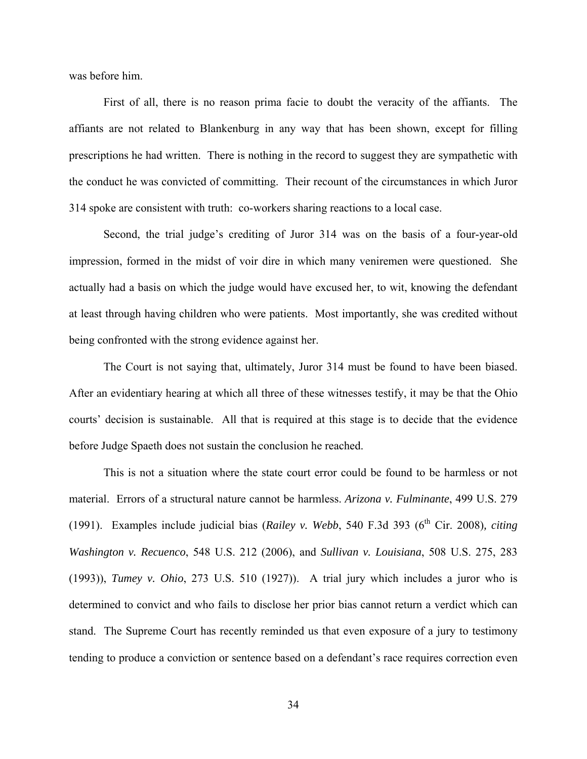was before him.

First of all, there is no reason prima facie to doubt the veracity of the affiants. The affiants are not related to Blankenburg in any way that has been shown, except for filling prescriptions he had written. There is nothing in the record to suggest they are sympathetic with the conduct he was convicted of committing. Their recount of the circumstances in which Juror 314 spoke are consistent with truth: co-workers sharing reactions to a local case.

Second, the trial judge's crediting of Juror 314 was on the basis of a four-year-old impression, formed in the midst of voir dire in which many veniremen were questioned. She actually had a basis on which the judge would have excused her, to wit, knowing the defendant at least through having children who were patients. Most importantly, she was credited without being confronted with the strong evidence against her.

The Court is not saying that, ultimately, Juror 314 must be found to have been biased. After an evidentiary hearing at which all three of these witnesses testify, it may be that the Ohio courts' decision is sustainable. All that is required at this stage is to decide that the evidence before Judge Spaeth does not sustain the conclusion he reached.

This is not a situation where the state court error could be found to be harmless or not material. Errors of a structural nature cannot be harmless. *Arizona v. Fulminante*, 499 U.S. 279 (1991). Examples include judicial bias (*Railey v. Webb*, 540 F.3d 393 (6th Cir. 2008), *citing Washington v. Recuenco*, 548 U.S. 212 (2006), and *Sullivan v. Louisiana*, 508 U.S. 275, 283 (1993)), *Tumey v. Ohio*, 273 U.S. 510 (1927)). A trial jury which includes a juror who is determined to convict and who fails to disclose her prior bias cannot return a verdict which can stand. The Supreme Court has recently reminded us that even exposure of a jury to testimony tending to produce a conviction or sentence based on a defendant's race requires correction even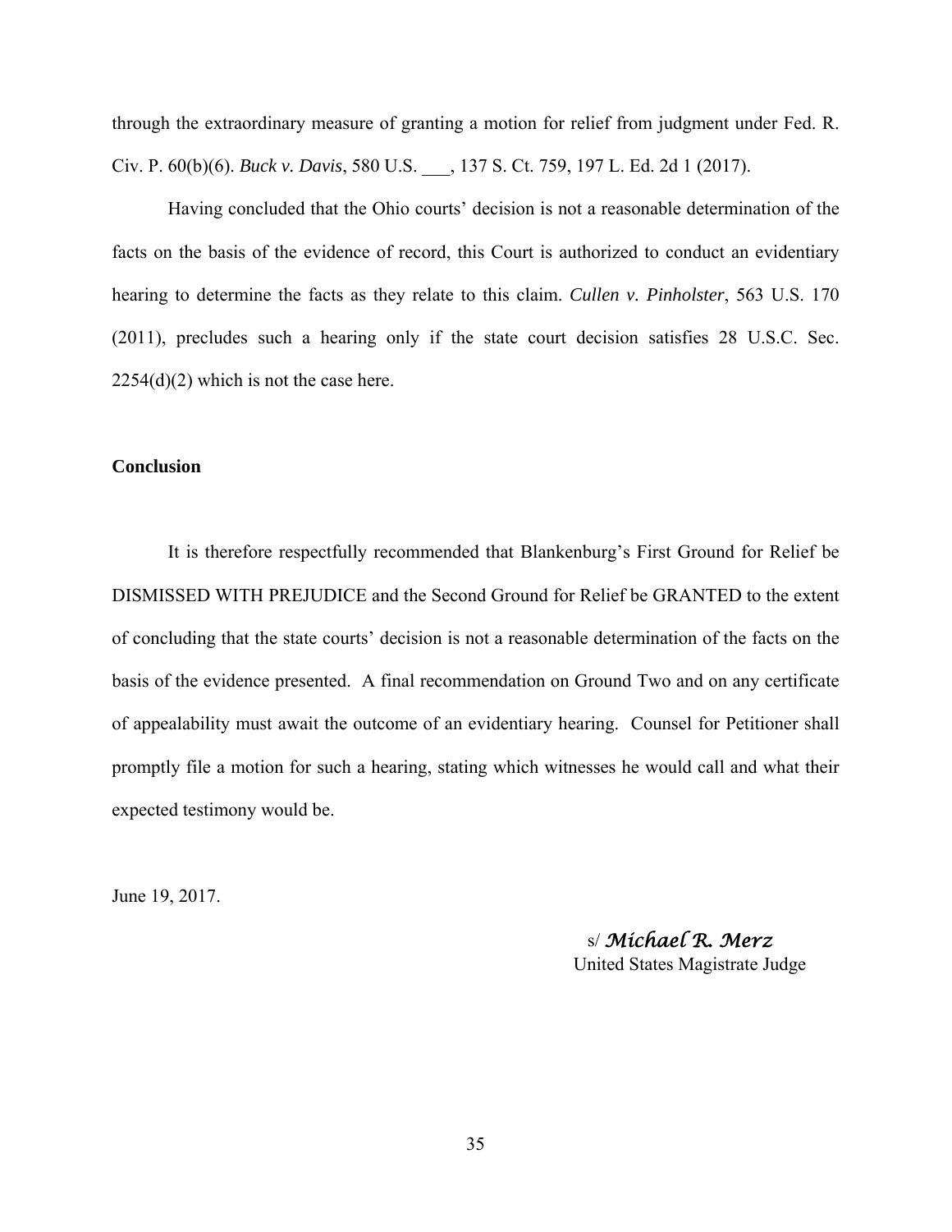through the extraordinary measure of granting a motion for relief from judgment under Fed. R. Civ. P. 60(b)(6). *Buck v. Davis*, 580 U.S. ___, 137 S. Ct. 759, 197 L. Ed. 2d 1 (2017).

Having concluded that the Ohio courts' decision is not a reasonable determination of the facts on the basis of the evidence of record, this Court is authorized to conduct an evidentiary hearing to determine the facts as they relate to this claim. *Cullen v. Pinholster*, 563 U.S. 170 (2011), precludes such a hearing only if the state court decision satisfies 28 U.S.C. Sec. 2254(d)(2) which is not the case here.

**Conclusion**

It is therefore respectfully recommended that Blankenburg's First Ground for Relief be DISMISSED WITH PREJUDICE and the Second Ground for Relief be GRANTED to the extent of concluding that the state courts' decision is not a reasonable determination of the facts on the basis of the evidence presented. A final recommendation on Ground Two and on any certificate of appealability must await the outcome of an evidentiary hearing. Counsel for Petitioner shall promptly file a motion for such a hearing, stating which witnesses he would call and what their expected testimony would be.

June 19, 2017.

s/ *Michael R. Merz*
United States Magistrate Judge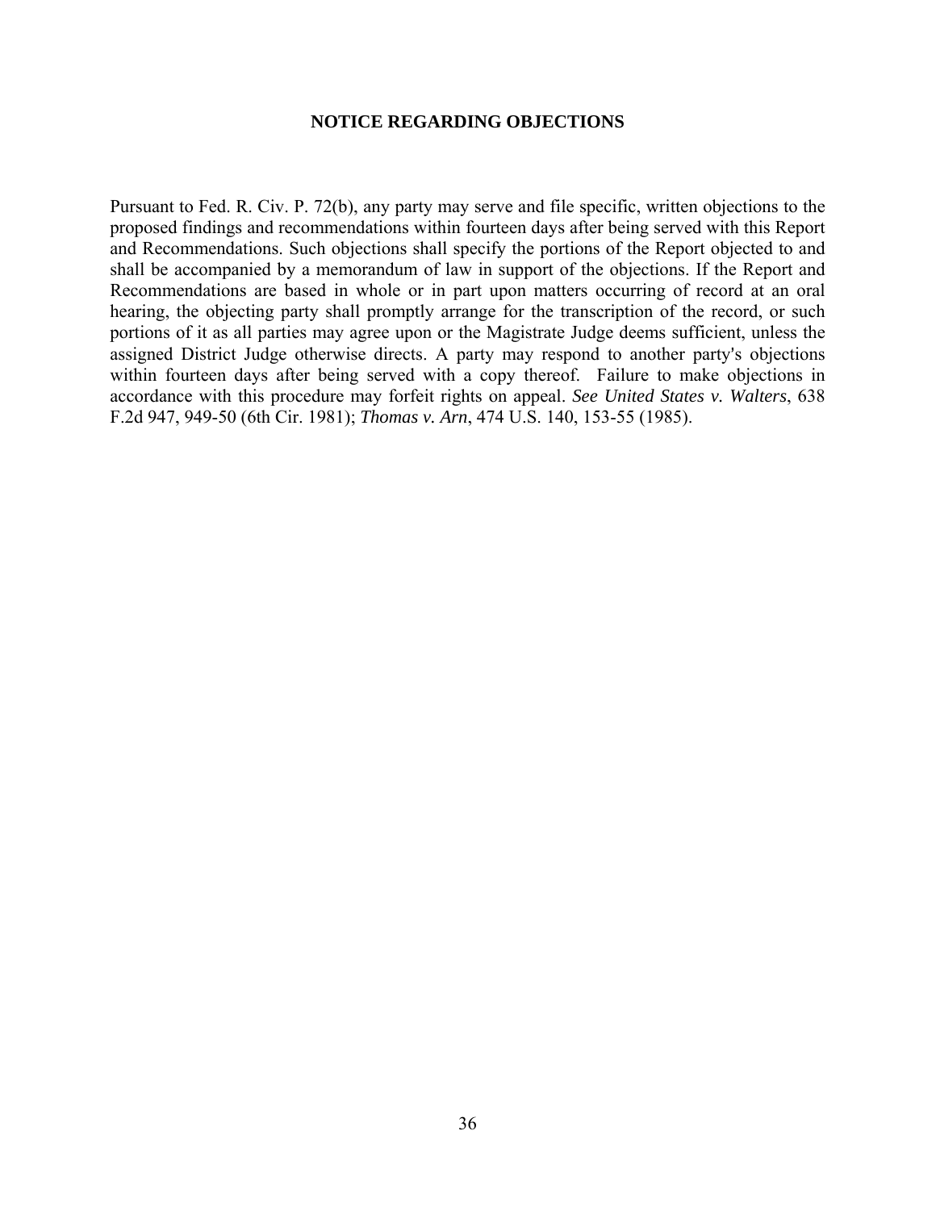## NOTICE REGARDING OBJECTIONS

Pursuant to Fed. R. Civ. P. 72(b), any party may serve and file specific, written objections to the proposed findings and recommendations within fourteen days after being served with this Report and Recommendations. Such objections shall specify the portions of the Report objected to and shall be accompanied by a memorandum of law in support of the objections. If the Report and Recommendations are based in whole or in part upon matters occurring of record at an oral hearing, the objecting party shall promptly arrange for the transcription of the record, or such portions of it as all parties may agree upon or the Magistrate Judge deems sufficient, unless the assigned District Judge otherwise directs. A party may respond to another party's objections within fourteen days after being served with a copy thereof. Failure to make objections in accordance with this procedure may forfeit rights on appeal. *See United States v. Walters*, 638 F.2d 947, 949-50 (6th Cir. 1981); *Thomas v. Arn*, 474 U.S. 140, 153-55 (1985).